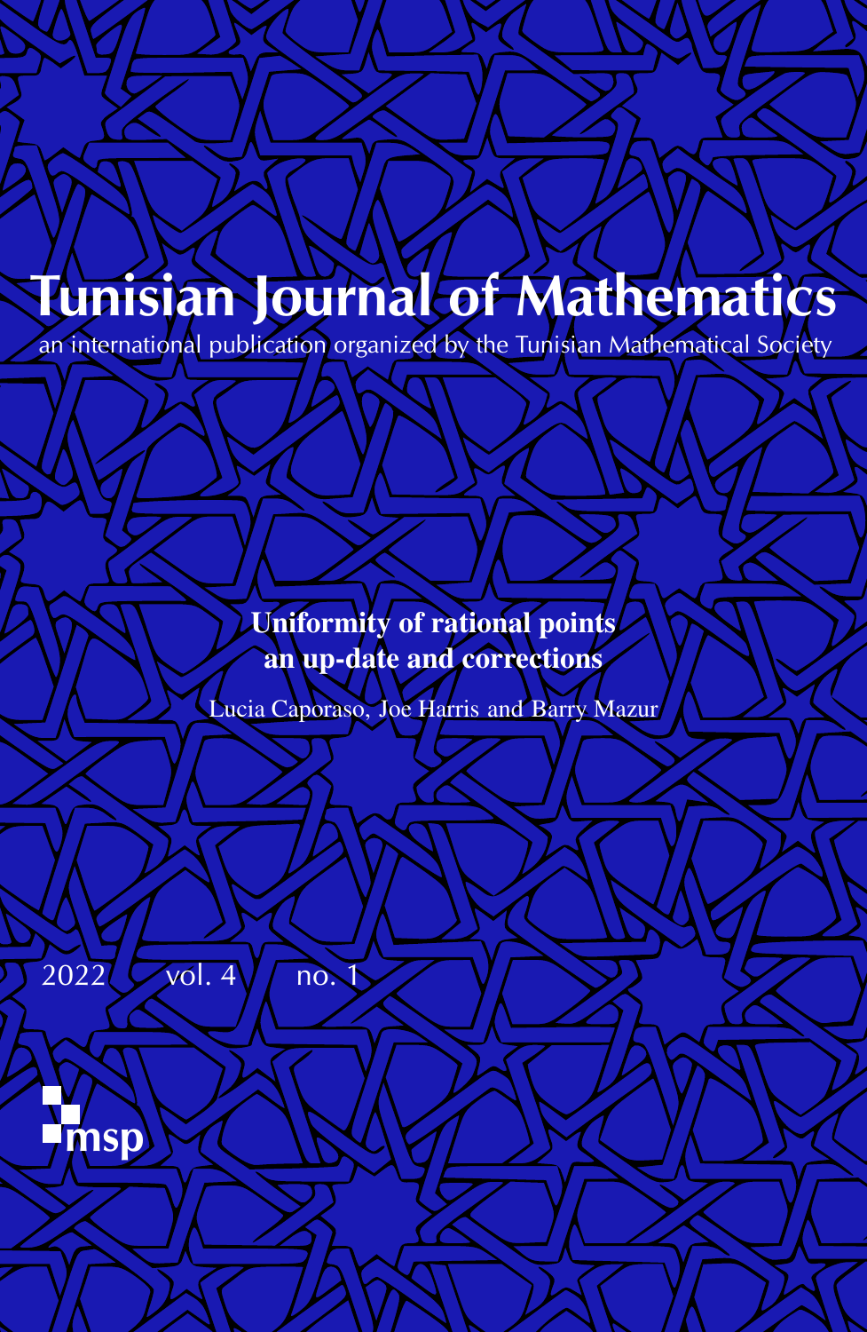# Tunisian Journal of Mathematics

an international publication organized by the Tunisian Mathematical Society

**Uniformity of rational points**
**an up-date and corrections**

Lucia Caporaso, Joe Harris and Barry Mazur

2022 vol. 4 no. 1

msp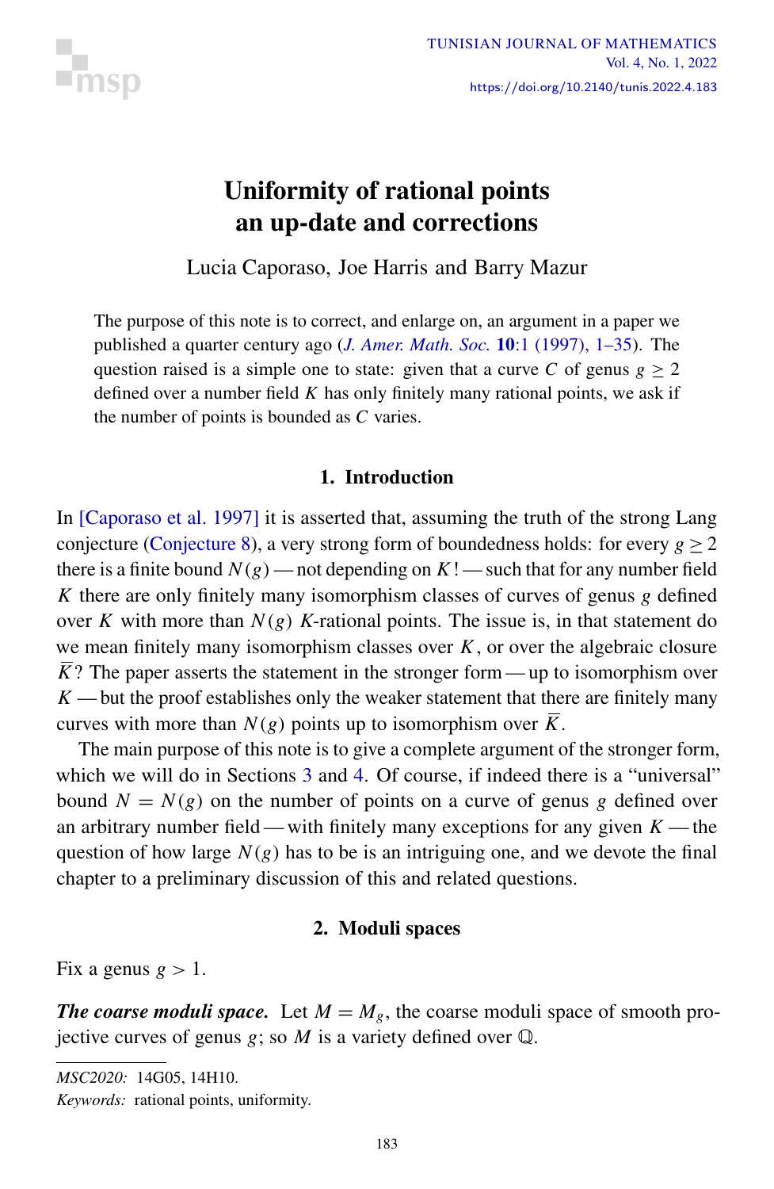# Uniformity of rational points an up-date and corrections

Lucia Caporaso, Joe Harris and Barry Mazur

The purpose of this note is to correct, and enlarge on, an argument in a paper we published a quarter century ago (*J. Amer. Math. Soc.* **10**:1 (1997), 1–35). The question raised is a simple one to state: given that a curve $C$ of genus $g \geq 2$ defined over a number field $K$ has only finitely many rational points, we ask if the number of points is bounded as $C$ varies.

## 1. Introduction

In [Caporaso et al. 1997] it is asserted that, assuming the truth of the strong Lang conjecture (Conjecture 8), a very strong form of boundedness holds: for every $g \geq 2$ there is a finite bound $N(g)$ — not depending on $K$! — such that for any number field $K$ there are only finitely many isomorphism classes of curves of genus $g$ defined over $K$ with more than $N(g)$ $K$-rational points. The issue is, in that statement do we mean finitely many isomorphism classes over $K$, or over the algebraic closure $\overline{K}$? The paper asserts the statement in the stronger form — up to isomorphism over $K$ — but the proof establishes only the weaker statement that there are finitely many curves with more than $N(g)$ points up to isomorphism over $\overline{K}$.

The main purpose of this note is to give a complete argument of the stronger form, which we will do in Sections 3 and 4. Of course, if indeed there is a "universal" bound $N = N(g)$ on the number of points on a curve of genus $g$ defined over an arbitrary number field — with finitely many exceptions for any given $K$ — the question of how large $N(g)$ has to be is an intriguing one, and we devote the final chapter to a preliminary discussion of this and related questions.

## 2. Moduli spaces

Fix a genus $g > 1$.

***The coarse moduli space.*** Let $M = M_g$, the coarse moduli space of smooth projective curves of genus $g$; so $M$ is a variety defined over $\mathbb{Q}$.

*MSC2020:* 14G05, 14H10.

*Keywords:* rational points, uniformity.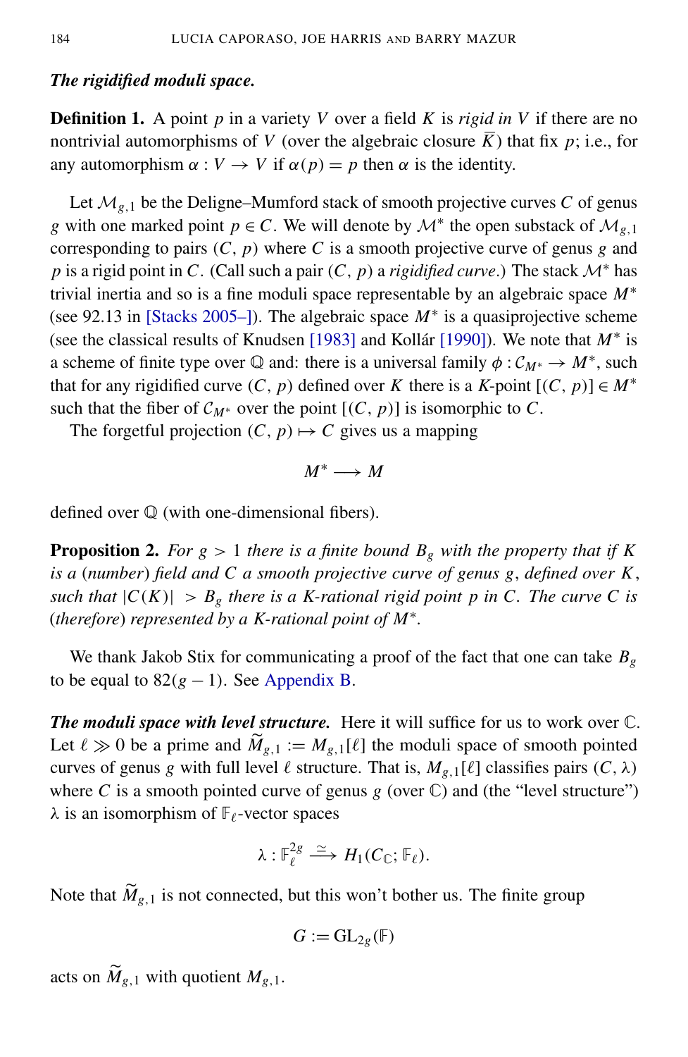***The rigidified moduli space.***

**Definition 1.** A point $p$ in a variety $V$ over a field $K$ is *rigid in* $V$ if there are no nontrivial automorphisms of $V$ (over the algebraic closure $\bar{K}$) that fix $p$; i.e., for any automorphism $\alpha : V \to V$ if $\alpha(p) = p$ then $\alpha$ is the identity.

Let $\mathcal{M}_{g,1}$ be the Deligne–Mumford stack of smooth projective curves $C$ of genus $g$ with one marked point $p \in C$. We will denote by $\mathcal{M}^*$ the open substack of $\mathcal{M}_{g,1}$ corresponding to pairs $(C, p)$ where $C$ is a smooth projective curve of genus $g$ and $p$ is a rigid point in $C$. (Call such a pair $(C, p)$ a *rigidified curve*.) The stack $\mathcal{M}^*$ has trivial inertia and so is a fine moduli space representable by an algebraic space $M^*$ (see 92.13 in [Stacks 2005–]). The algebraic space $M^*$ is a quasiprojective scheme (see the classical results of Knudsen [1983] and Kollár [1990]). We note that $M^*$ is a scheme of finite type over $\mathbb{Q}$ and: there is a universal family $\phi : \mathcal{C}_{M^*} \to M^*$, such that for any rigidified curve $(C, p)$ defined over $K$ there is a $K$-point $[(C, p)] \in M^*$ such that the fiber of $\mathcal{C}_{M^*}$ over the point $[(C, p)]$ is isomorphic to $C$.

The forgetful projection $(C, p) \mapsto C$ gives us a mapping

$$M^* \longrightarrow M$$

defined over $\mathbb{Q}$ (with one-dimensional fibers).

**Proposition 2.** *For $g > 1$ there is a finite bound $B_g$ with the property that if $K$ is a* (*number*) *field and $C$ a smooth projective curve of genus $g$, defined over $K$, such that $|C(K)| > B_g$ there is a $K$-rational rigid point $p$ in $C$. The curve $C$ is* (*therefore*) *represented by a $K$-rational point of $M^*$.*

We thank Jakob Stix for communicating a proof of the fact that one can take $B_g$ to be equal to $82(g - 1)$. See Appendix B.

***The moduli space with level structure.*** Here it will suffice for us to work over $\mathbb{C}$. Let $\ell \gg 0$ be a prime and $\widetilde{M}_{g,1} := M_{g,1}[\ell]$ the moduli space of smooth pointed curves of genus $g$ with full level $\ell$ structure. That is, $M_{g,1}[\ell]$ classifies pairs $(C, \lambda)$ where $C$ is a smooth pointed curve of genus $g$ (over $\mathbb{C}$) and (the "level structure") $\lambda$ is an isomorphism of $\mathbb{F}_\ell$-vector spaces

$$\lambda : \mathbb{F}_\ell^{2g} \xrightarrow{\simeq} H_1(C_{\mathbb{C}}; \mathbb{F}_\ell).$$

Note that $\widetilde{M}_{g,1}$ is not connected, but this won't bother us. The finite group

$$G := \mathrm{GL}_{2g}(\mathbb{F})$$

acts on $\widetilde{M}_{g,1}$ with quotient $M_{g,1}$.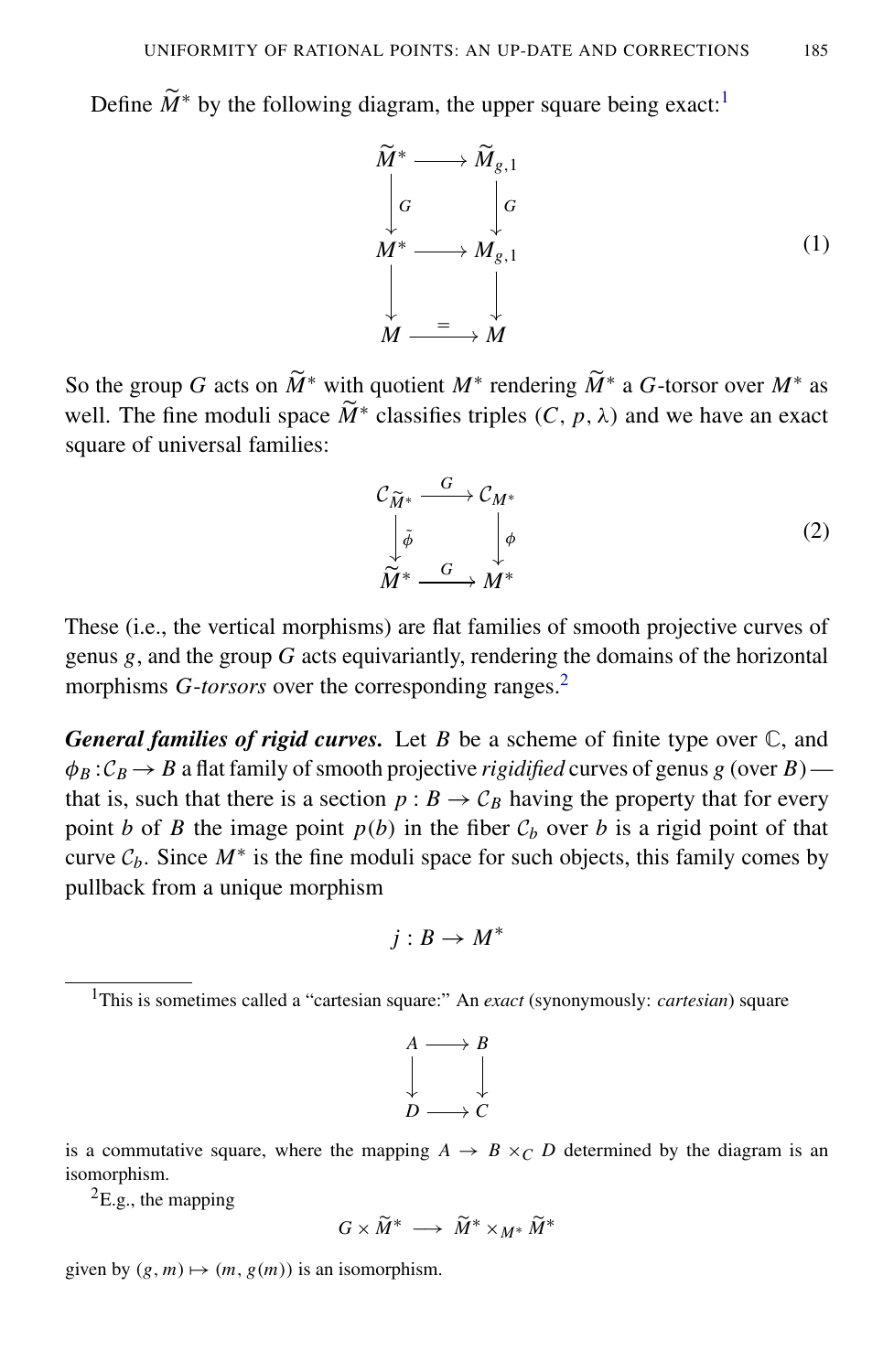Define $\widetilde{M}^*$ by the following diagram, the upper square being exact:[1]

$$
\begin{array}{ccc}
\widetilde{M}^* & \longrightarrow & \widetilde{M}_{g,1} \\
\Big\downarrow G & & \Big\downarrow G \\
M^* & \longrightarrow & M_{g,1} \\
\Big\downarrow & & \Big\downarrow \\
M & \xrightarrow{\ =\ } & M
\end{array}
\tag{1}
$$

So the group $G$ acts on $\widetilde{M}^*$ with quotient $M^*$ rendering $\widetilde{M}^*$ a $G$-torsor over $M^*$ as well. The fine moduli space $\widetilde{M}^*$ classifies triples $(C, p, \lambda)$ and we have an exact square of universal families:

$$
\begin{array}{ccc}
\mathcal{C}_{\widetilde{M}^*} & \xrightarrow{\ G\ } & \mathcal{C}_{M^*} \\
\Big\downarrow \tilde{\phi} & & \Big\downarrow \phi \\
\widetilde{M}^* & \xrightarrow{\ G\ } & M^*
\end{array}
\tag{2}
$$

These (i.e., the vertical morphisms) are flat families of smooth projective curves of genus $g$, and the group $G$ acts equivariantly, rendering the domains of the horizontal morphisms *G-torsors* over the corresponding ranges.[2]

***General families of rigid curves.*** Let $B$ be a scheme of finite type over $\mathbb{C}$, and $\phi_B : \mathcal{C}_B \to B$ a flat family of smooth projective *rigidified* curves of genus $g$ (over $B$) — that is, such that there is a section $p : B \to \mathcal{C}_B$ having the property that for every point $b$ of $B$ the image point $p(b)$ in the fiber $\mathcal{C}_b$ over $b$ is a rigid point of that curve $\mathcal{C}_b$. Since $M^*$ is the fine moduli space for such objects, this family comes by pullback from a unique morphism

$$j : B \to M^*$$

---

[1] This is sometimes called a "cartesian square:" An *exact* (synonymously: *cartesian*) square

$$
\begin{array}{ccc}
A & \longrightarrow & B \\
\Big\downarrow & & \Big\downarrow \\
D & \longrightarrow & C
\end{array}
$$

is a commutative square, where the mapping $A \to B \times_C D$ determined by the diagram is an isomorphism.

[2] E.g., the mapping

$$G \times \widetilde{M}^* \longrightarrow \widetilde{M}^* \times_{M^*} \widetilde{M}^*$$

given by $(g, m) \mapsto (m, g(m))$ is an isomorphism.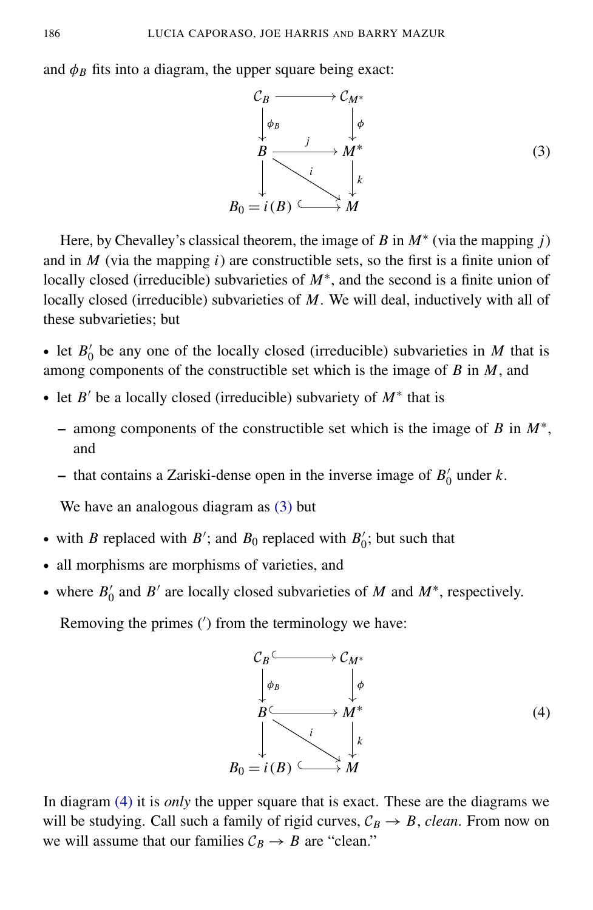and $\phi_B$ fits into a diagram, the upper square being exact:

$$
\begin{array}{ccc}
\mathcal{C}_B & \longrightarrow & \mathcal{C}_{M^*} \\
\downarrow{\scriptstyle \phi_B} & & \downarrow{\scriptstyle \phi} \\
B & \xrightarrow{\ j\ } & M^* \\
\downarrow & \overset{i}{\searrow} & \downarrow{\scriptstyle k} \\
B_0 = i(B) & \hookrightarrow & M
\end{array}
\tag{3}
$$

Here, by Chevalley's classical theorem, the image of $B$ in $M^*$ (via the mapping $j$) and in $M$ (via the mapping $i$) are constructible sets, so the first is a finite union of locally closed (irreducible) subvarieties of $M^*$, and the second is a finite union of locally closed (irreducible) subvarieties of $M$. We will deal, inductively with all of these subvarieties; but

- let $B'_0$ be any one of the locally closed (irreducible) subvarieties in $M$ that is among components of the constructible set which is the image of $B$ in $M$, and
- let $B'$ be a locally closed (irreducible) subvariety of $M^*$ that is
  - among components of the constructible set which is the image of $B$ in $M^*$, and
  - that contains a Zariski-dense open in the inverse image of $B'_0$ under $k$.

We have an analogous diagram as (3) but

- with $B$ replaced with $B'$; and $B_0$ replaced with $B'_0$; but such that
- all morphisms are morphisms of varieties, and
- where $B'_0$ and $B'$ are locally closed subvarieties of $M$ and $M^*$, respectively.

Removing the primes ($'$) from the terminology we have:

$$
\begin{array}{ccc}
\mathcal{C}_B & \hookrightarrow & \mathcal{C}_{M^*} \\
\downarrow{\scriptstyle \phi_B} & & \downarrow{\scriptstyle \phi} \\
B & \hookrightarrow & M^* \\
\downarrow & \overset{i}{\searrow} & \downarrow{\scriptstyle k} \\
B_0 = i(B) & \hookrightarrow & M
\end{array}
\tag{4}
$$

In diagram (4) it is *only* the upper square that is exact. These are the diagrams we will be studying. Call such a family of rigid curves, $\mathcal{C}_B \to B$, *clean*. From now on we will assume that our families $\mathcal{C}_B \to B$ are "clean."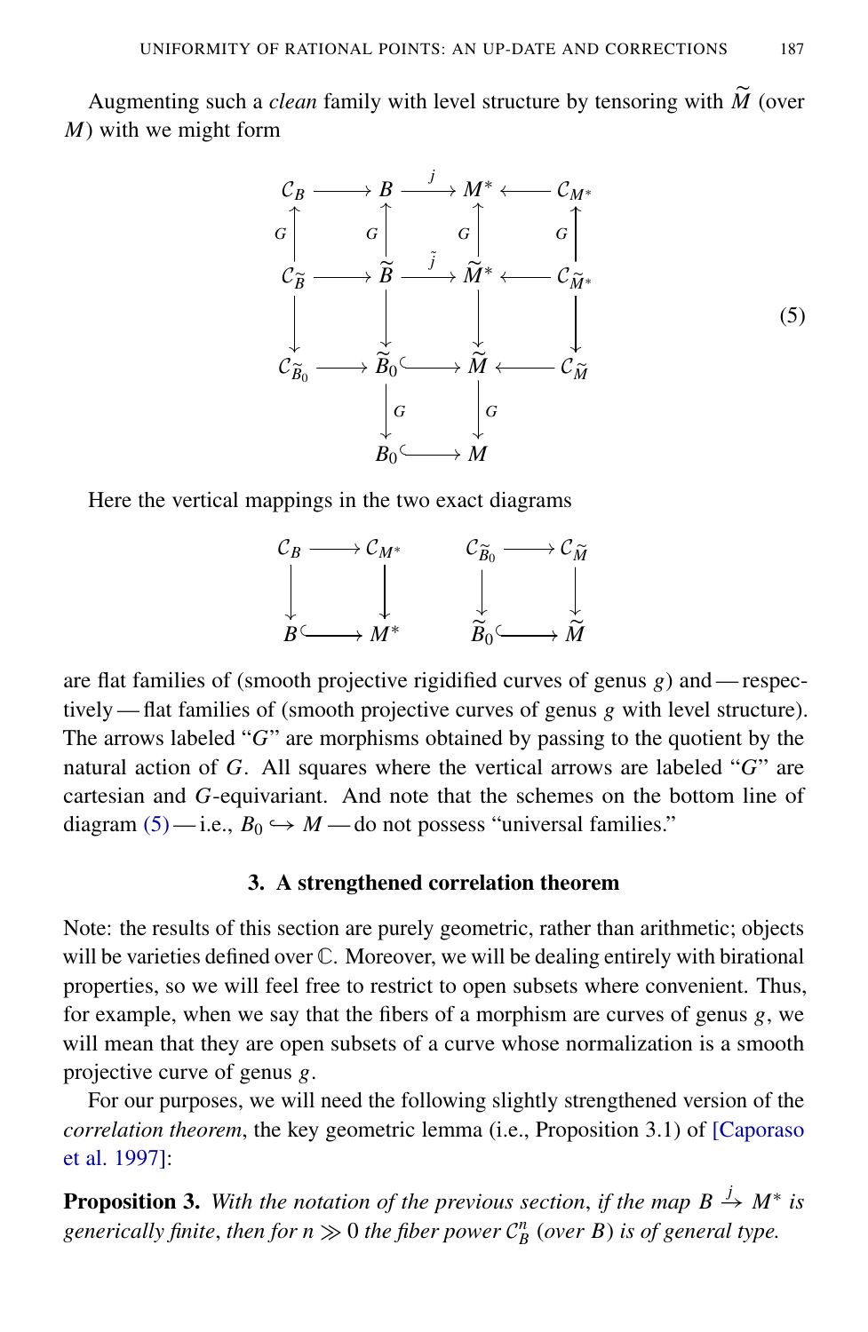Augmenting such a *clean* family with level structure by tensoring with $\widetilde{M}$ (over $M$) with we might form

$$
\begin{array}{ccccccc}
\mathcal{C}_B & \longrightarrow & B & \xrightarrow{\ j\ } & M^* & \longleftarrow & \mathcal{C}_{M^*} \\
\uparrow{\scriptstyle G} & & \uparrow{\scriptstyle G} & & \uparrow{\scriptstyle G} & & \uparrow{\scriptstyle G} \\
\mathcal{C}_{\widetilde{B}} & \longrightarrow & \widetilde{B} & \xrightarrow{\ \tilde{j}\ } & \widetilde{M}^* & \longleftarrow & \mathcal{C}_{\widetilde{M}^*} \\
\downarrow & & \downarrow & & \downarrow & & \downarrow \\
\mathcal{C}_{\widetilde{B}_0} & \longrightarrow & \widetilde{B}_0 & \hookrightarrow & \widetilde{M} & \longleftarrow & \mathcal{C}_{\widetilde{M}} \\
 & & \downarrow{\scriptstyle G} & & \downarrow{\scriptstyle G} & & \\
 & & B_0 & \hookrightarrow & M & &
\end{array}
\tag{5}
$$

Here the vertical mappings in the two exact diagrams

$$
\begin{array}{ccc}
\mathcal{C}_B & \longrightarrow & \mathcal{C}_{M^*} \\
\downarrow & & \downarrow \\
B & \hookrightarrow & M^*
\end{array}
\qquad\qquad
\begin{array}{ccc}
\mathcal{C}_{\widetilde{B}_0} & \longrightarrow & \mathcal{C}_{\widetilde{M}} \\
\downarrow & & \downarrow \\
\widetilde{B}_0 & \hookrightarrow & \widetilde{M}
\end{array}
$$

are flat families of (smooth projective rigidified curves of genus $g$) and — respectively — flat families of (smooth projective curves of genus $g$ with level structure). The arrows labeled "$G$" are morphisms obtained by passing to the quotient by the natural action of $G$. All squares where the vertical arrows are labeled "$G$" are cartesian and $G$-equivariant. And note that the schemes on the bottom line of diagram (5) — i.e., $B_0 \hookrightarrow M$ — do not possess "universal families."

## 3. A strengthened correlation theorem

Note: the results of this section are purely geometric, rather than arithmetic; objects will be varieties defined over $\mathbb{C}$. Moreover, we will be dealing entirely with birational properties, so we will feel free to restrict to open subsets where convenient. Thus, for example, when we say that the fibers of a morphism are curves of genus $g$, we will mean that they are open subsets of a curve whose normalization is a smooth projective curve of genus $g$.

For our purposes, we will need the following slightly strengthened version of the *correlation theorem*, the key geometric lemma (i.e., Proposition 3.1) of [Caporaso et al. 1997]:

**Proposition 3.** *With the notation of the previous section, if the map $B \xrightarrow{j} M^*$ is generically finite, then for $n \gg 0$ the fiber power $\mathcal{C}_B^n$ (over $B$) is of general type.*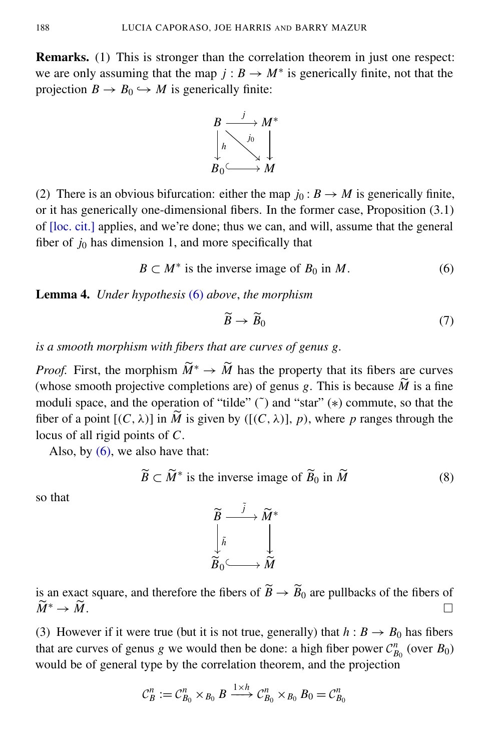**Remarks.** (1) This is stronger than the correlation theorem in just one respect: we are only assuming that the map $j : B \to M^*$ is generically finite, not that the projection $B \to B_0 \hookrightarrow M$ is generically finite:

$$\begin{array}{ccc} B & \xrightarrow{\ j\ } & M^* \\ {\scriptstyle h}\downarrow & \overset{j_0}{\searrow} & \downarrow \\ B_0 & \hookrightarrow & M \end{array}$$

(2) There is an obvious bifurcation: either the map $j_0 : B \to M$ is generically finite, or it has generically one-dimensional fibers. In the former case, Proposition (3.1) of [loc. cit.] applies, and we're done; thus we can, and will, assume that the general fiber of $j_0$ has dimension 1, and more specifically that

$$B \subset M^* \text{ is the inverse image of } B_0 \text{ in } M. \tag{6}$$

**Lemma 4.** *Under hypothesis (6) above, the morphism*

$$\widetilde{B} \to \widetilde{B}_0 \tag{7}$$

*is a smooth morphism with fibers that are curves of genus $g$.*

*Proof.* First, the morphism $\widetilde{M}^* \to \widetilde{M}$ has the property that its fibers are curves (whose smooth projective completions are) of genus $g$. This is because $\widetilde{M}$ is a fine moduli space, and the operation of "tilde" ($\tilde{\ }$) and "star" ($*$) commute, so that the fiber of a point $[(C, \lambda)]$ in $\widetilde{M}$ is given by $([(C, \lambda)], p)$, where $p$ ranges through the locus of all rigid points of $C$.

Also, by (6), we also have that:

$$\widetilde{B} \subset \widetilde{M}^* \text{ is the inverse image of } \widetilde{B}_0 \text{ in } \widetilde{M} \tag{8}$$

so that

$$\begin{array}{ccc} \widetilde{B} & \xrightarrow{\ \tilde{j}\ } & \widetilde{M}^* \\ {\scriptstyle \tilde{h}}\downarrow & & \downarrow \\ \widetilde{B}_0 & \hookrightarrow & \widetilde{M} \end{array}$$

is an exact square, and therefore the fibers of $\widetilde{B} \to \widetilde{B}_0$ are pullbacks of the fibers of $\widetilde{M}^* \to \widetilde{M}$. $\square$

(3) However if it were true (but it is not true, generally) that $h : B \to B_0$ has fibers that are curves of genus $g$ we would then be done: a high fiber power $\mathcal{C}^n_{B_0}$ (over $B_0$) would be of general type by the correlation theorem, and the projection

$$\mathcal{C}^n_B := \mathcal{C}^n_{B_0} \times_{B_0} B \xrightarrow{1 \times h} \mathcal{C}^n_{B_0} \times_{B_0} B_0 = \mathcal{C}^n_{B_0}$$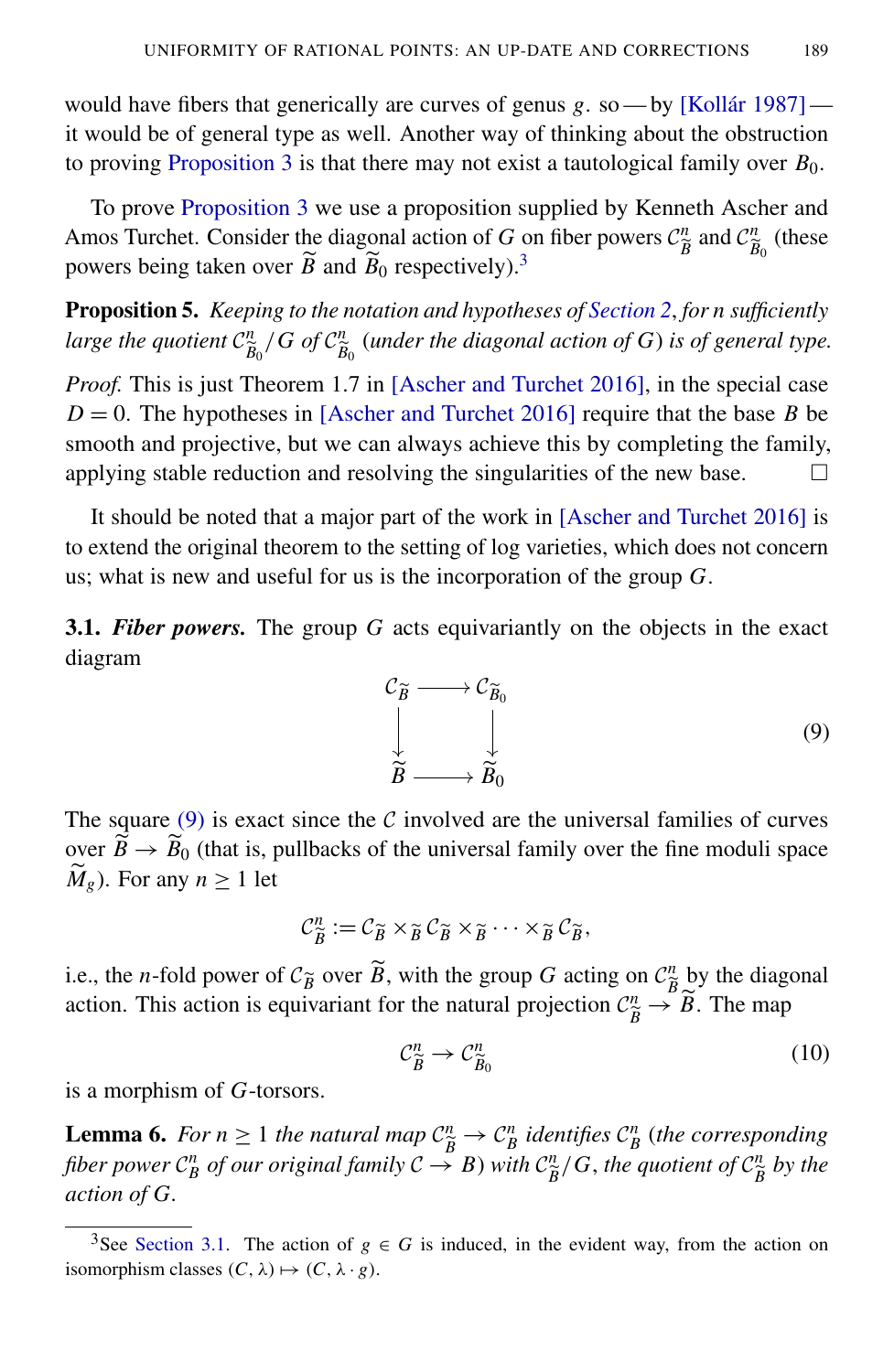would have fibers that generically are curves of genus $g$. so — by [Kollár 1987] — it would be of general type as well. Another way of thinking about the obstruction to proving Proposition 3 is that there may not exist a tautological family over $B_0$.

To prove Proposition 3 we use a proposition supplied by Kenneth Ascher and Amos Turchet. Consider the diagonal action of $G$ on fiber powers $\mathcal{C}^n_{\widetilde{B}}$ and $\mathcal{C}^n_{\widetilde{B}_0}$ (these powers being taken over $\widetilde{B}$ and $\widetilde{B}_0$ respectively).[3]

**Proposition 5.** *Keeping to the notation and hypotheses of Section 2, for n sufficiently large the quotient $\mathcal{C}^n_{\widetilde{B}_0}/G$ of $\mathcal{C}^n_{\widetilde{B}_0}$ (under the diagonal action of $G$) is of general type.*

*Proof.* This is just Theorem 1.7 in [Ascher and Turchet 2016], in the special case $D = 0$. The hypotheses in [Ascher and Turchet 2016] require that the base $B$ be smooth and projective, but we can always achieve this by completing the family, applying stable reduction and resolving the singularities of the new base. $\square$

It should be noted that a major part of the work in [Ascher and Turchet 2016] is to extend the original theorem to the setting of log varieties, which does not concern us; what is new and useful for us is the incorporation of the group $G$.

**3.1. *Fiber powers.*** The group $G$ acts equivariantly on the objects in the exact diagram

$$\begin{array}{ccc} \mathcal{C}_{\widetilde{B}} & \longrightarrow & \mathcal{C}_{\widetilde{B}_0} \\ \downarrow & & \downarrow \\ \widetilde{B} & \longrightarrow & \widetilde{B}_0 \end{array} \tag{9}$$

The square (9) is exact since the $\mathcal{C}$ involved are the universal families of curves over $\widetilde{B} \to \widetilde{B}_0$ (that is, pullbacks of the universal family over the fine moduli space $\widetilde{M}_g$). For any $n \geq 1$ let

$$\mathcal{C}^n_{\widetilde{B}} := \mathcal{C}_{\widetilde{B}} \times_{\widetilde{B}} \mathcal{C}_{\widetilde{B}} \times_{\widetilde{B}} \cdots \times_{\widetilde{B}} \mathcal{C}_{\widetilde{B}},$$

i.e., the $n$-fold power of $\mathcal{C}_{\widetilde{B}}$ over $\widetilde{B}$, with the group $G$ acting on $\mathcal{C}^n_{\widetilde{B}}$ by the diagonal action. This action is equivariant for the natural projection $\mathcal{C}^n_{\widetilde{B}} \to \widetilde{B}$. The map

$$\mathcal{C}^n_{\widetilde{B}} \to \mathcal{C}^n_{\widetilde{B}_0} \tag{10}$$

is a morphism of $G$-torsors.

**Lemma 6.** *For $n \geq 1$ the natural map $\mathcal{C}^n_{\widetilde{B}} \to \mathcal{C}^n_B$ identifies $\mathcal{C}^n_B$ (the corresponding fiber power $\mathcal{C}^n_B$ of our original family $\mathcal{C} \to B$) with $\mathcal{C}^n_{\widetilde{B}}/G$, the quotient of $\mathcal{C}^n_{\widetilde{B}}$ by the action of $G$.*

---

[3] See Section 3.1. The action of $g \in G$ is induced, in the evident way, from the action on isomorphism classes $(C, \lambda) \mapsto (C, \lambda \cdot g)$.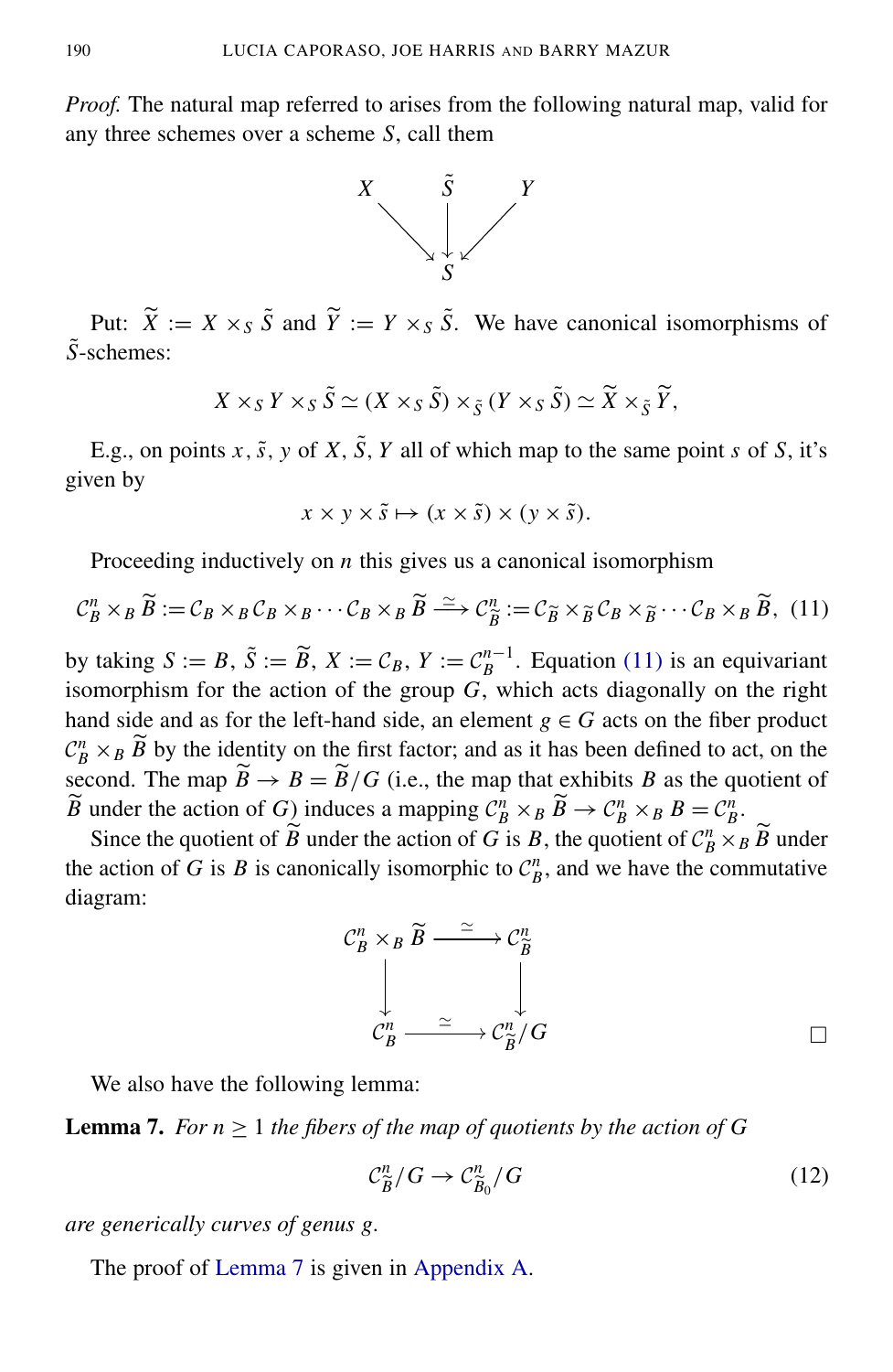*Proof.* The natural map referred to arises from the following natural map, valid for any three schemes over a scheme $S$, call them

$$\begin{array}{ccccc} X & & \tilde{S} & & Y \\ & \searrow & \downarrow & \swarrow & \\ & & S & & \end{array}$$

Put: $\widetilde{X} := X \times_S \tilde{S}$ and $\widetilde{Y} := Y \times_S \tilde{S}$. We have canonical isomorphisms of $\tilde{S}$-schemes:

$$X \times_S Y \times_S \tilde{S} \simeq (X \times_S \tilde{S}) \times_{\tilde{S}} (Y \times_S \tilde{S}) \simeq \widetilde{X} \times_{\tilde{S}} \widetilde{Y},$$

E.g., on points $x, \tilde{s}, y$ of $X, \tilde{S}, Y$ all of which map to the same point $s$ of $S$, it's given by

$$x \times y \times \tilde{s} \mapsto (x \times \tilde{s}) \times (y \times \tilde{s}).$$

Proceeding inductively on $n$ this gives us a canonical isomorphism

$$\mathcal{C}_B^n \times_B \widetilde{B} := \mathcal{C}_B \times_B \mathcal{C}_B \times_B \cdots \mathcal{C}_B \times_B \widetilde{B} \xrightarrow{\simeq} \mathcal{C}_{\widetilde{B}}^n := \mathcal{C}_{\widetilde{B}} \times_{\widetilde{B}} \mathcal{C}_B \times_{\widetilde{B}} \cdots \mathcal{C}_B \times_B \widetilde{B}, \quad (11)$$

by taking $S := B$, $\tilde{S} := \widetilde{B}$, $X := \mathcal{C}_B$, $Y := \mathcal{C}_B^{n-1}$. Equation (11) is an equivariant isomorphism for the action of the group $G$, which acts diagonally on the right hand side and as for the left-hand side, an element $g \in G$ acts on the fiber product $\mathcal{C}_B^n \times_B \widetilde{B}$ by the identity on the first factor; and as it has been defined to act, on the second. The map $\widetilde{B} \to B = \widetilde{B}/G$ (i.e., the map that exhibits $B$ as the quotient of $\widetilde{B}$ under the action of $G$) induces a mapping $\mathcal{C}_B^n \times_B \widetilde{B} \to \mathcal{C}_B^n \times_B B = \mathcal{C}_B^n$.

Since the quotient of $\widetilde{B}$ under the action of $G$ is $B$, the quotient of $\mathcal{C}_B^n \times_B \widetilde{B}$ under the action of $G$ is $B$ is canonically isomorphic to $\mathcal{C}_B^n$, and we have the commutative diagram:

$$\begin{array}{ccc} \mathcal{C}_B^n \times_B \widetilde{B} & \xrightarrow{\simeq} & \mathcal{C}_{\widetilde{B}}^n \\ \downarrow & & \downarrow \\ \mathcal{C}_B^n & \xrightarrow{\simeq} & \mathcal{C}_{\widetilde{B}}^n/G \end{array}$$

□

We also have the following lemma:

**Lemma 7.** *For $n \geq 1$ the fibers of the map of quotients by the action of $G$*

$$\mathcal{C}_{\widetilde{B}}^n/G \to \mathcal{C}_{\widetilde{B}_0}^n/G \quad (12)$$

*are generically curves of genus $g$.*

The proof of Lemma 7 is given in Appendix A.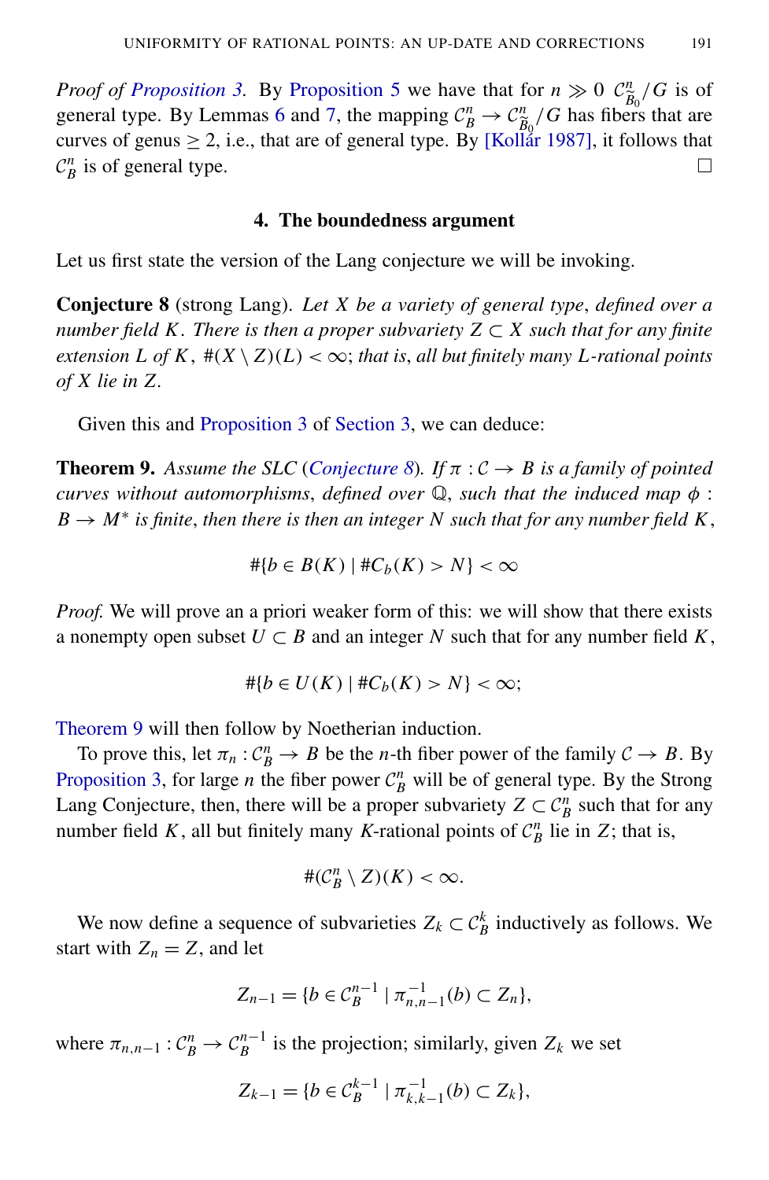*Proof of Proposition 3.* By Proposition 5 we have that for $n \gg 0$ $\mathcal{C}^n_{\widetilde{B}_0}/G$ is of general type. By Lemmas 6 and 7, the mapping $\mathcal{C}^n_B \to \mathcal{C}^n_{\widetilde{B}_0}/G$ has fibers that are curves of genus $\geq 2$, i.e., that are of general type. By [Kollár 1987], it follows that $\mathcal{C}^n_B$ is of general type. $\square$

## 4. The boundedness argument

Let us first state the version of the Lang conjecture we will be invoking.

**Conjecture 8** (strong Lang). *Let $X$ be a variety of general type, defined over a number field $K$. There is then a proper subvariety $Z \subset X$ such that for any finite extension $L$ of $K$, $\#(X \setminus Z)(L) < \infty$; that is, all but finitely many $L$-rational points of $X$ lie in $Z$.*

Given this and Proposition 3 of Section 3, we can deduce:

**Theorem 9.** *Assume the SLC (Conjecture 8). If $\pi : \mathcal{C} \to B$ is a family of pointed curves without automorphisms, defined over $\mathbb{Q}$, such that the induced map $\phi : B \to M^*$ is finite, then there is then an integer $N$ such that for any number field $K$,*

$$\#\{b \in B(K) \mid \#C_b(K) > N\} < \infty$$

*Proof.* We will prove an a priori weaker form of this: we will show that there exists a nonempty open subset $U \subset B$ and an integer $N$ such that for any number field $K$,

$$\#\{b \in U(K) \mid \#C_b(K) > N\} < \infty;$$

Theorem 9 will then follow by Noetherian induction.

To prove this, let $\pi_n : \mathcal{C}^n_B \to B$ be the $n$-th fiber power of the family $\mathcal{C} \to B$. By Proposition 3, for large $n$ the fiber power $\mathcal{C}^n_B$ will be of general type. By the Strong Lang Conjecture, then, there will be a proper subvariety $Z \subset \mathcal{C}^n_B$ such that for any number field $K$, all but finitely many $K$-rational points of $\mathcal{C}^n_B$ lie in $Z$; that is,

$$\#(\mathcal{C}^n_B \setminus Z)(K) < \infty.$$

We now define a sequence of subvarieties $Z_k \subset \mathcal{C}^k_B$ inductively as follows. We start with $Z_n = Z$, and let

$$Z_{n-1} = \{b \in \mathcal{C}^{n-1}_B \mid \pi^{-1}_{n,n-1}(b) \subset Z_n\},$$

where $\pi_{n,n-1} : \mathcal{C}^n_B \to \mathcal{C}^{n-1}_B$ is the projection; similarly, given $Z_k$ we set

$$Z_{k-1} = \{b \in \mathcal{C}^{k-1}_B \mid \pi^{-1}_{k,k-1}(b) \subset Z_k\},$$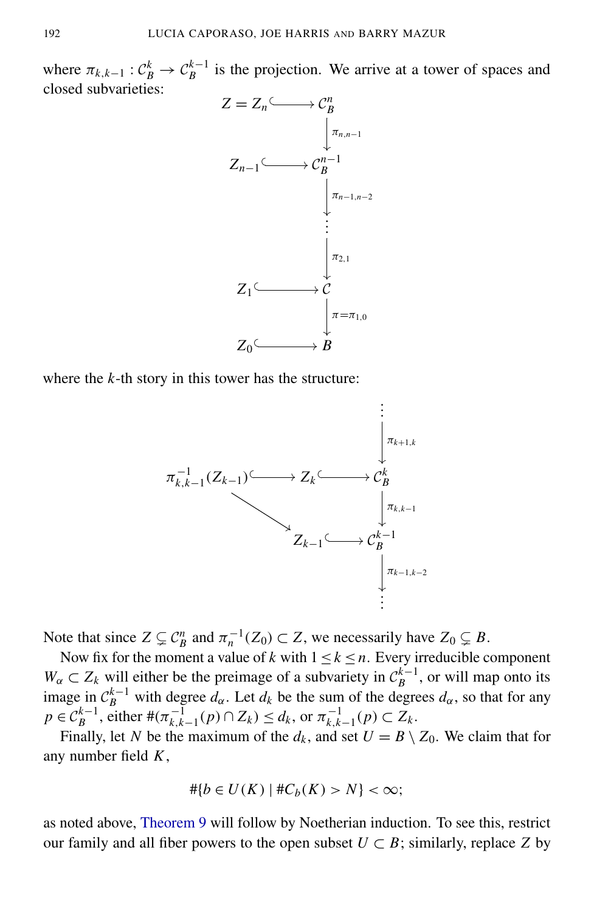where $\pi_{k,k-1} : \mathcal{C}_B^k \to \mathcal{C}_B^{k-1}$ is the projection. We arrive at a tower of spaces and closed subvarieties:

$$
\begin{array}{ccc}
Z = Z_n & \hookrightarrow & \mathcal{C}_B^n \\
 & & \downarrow \pi_{n,n-1} \\
Z_{n-1} & \hookrightarrow & \mathcal{C}_B^{n-1} \\
 & & \downarrow \pi_{n-1,n-2} \\
 & & \vdots \\
 & & \downarrow \pi_{2,1} \\
Z_1 & \hookrightarrow & \mathcal{C} \\
 & & \downarrow \pi = \pi_{1,0} \\
Z_0 & \hookrightarrow & B
\end{array}
$$

where the $k$-th story in this tower has the structure:

$$
\begin{array}{ccccc}
 & & & & \vdots \\
 & & & & \downarrow \pi_{k+1,k} \\
\pi_{k,k-1}^{-1}(Z_{k-1}) & \hookrightarrow & Z_k & \hookrightarrow & \mathcal{C}_B^k \\
 & \searrow & & & \downarrow \pi_{k,k-1} \\
 & & Z_{k-1} & \hookrightarrow & \mathcal{C}_B^{k-1} \\
 & & & & \downarrow \pi_{k-1,k-2} \\
 & & & & \vdots
\end{array}
$$

Note that since $Z \subsetneq \mathcal{C}_B^n$ and $\pi_n^{-1}(Z_0) \subset Z$, we necessarily have $Z_0 \subsetneq B$.

Now fix for the moment a value of $k$ with $1 \leq k \leq n$. Every irreducible component $W_\alpha \subset Z_k$ will either be the preimage of a subvariety in $\mathcal{C}_B^{k-1}$, or will map onto its image in $\mathcal{C}_B^{k-1}$ with degree $d_\alpha$. Let $d_k$ be the sum of the degrees $d_\alpha$, so that for any $p \in \mathcal{C}_B^{k-1}$, either $\#(\pi_{k,k-1}^{-1}(p) \cap Z_k) \leq d_k$, or $\pi_{k,k-1}^{-1}(p) \subset Z_k$.

Finally, let $N$ be the maximum of the $d_k$, and set $U = B \setminus Z_0$. We claim that for any number field $K$,

$$\#\{b \in U(K) \mid \#C_b(K) > N\} < \infty;$$

as noted above, Theorem 9 will follow by Noetherian induction. To see this, restrict our family and all fiber powers to the open subset $U \subset B$; similarly, replace $Z$ by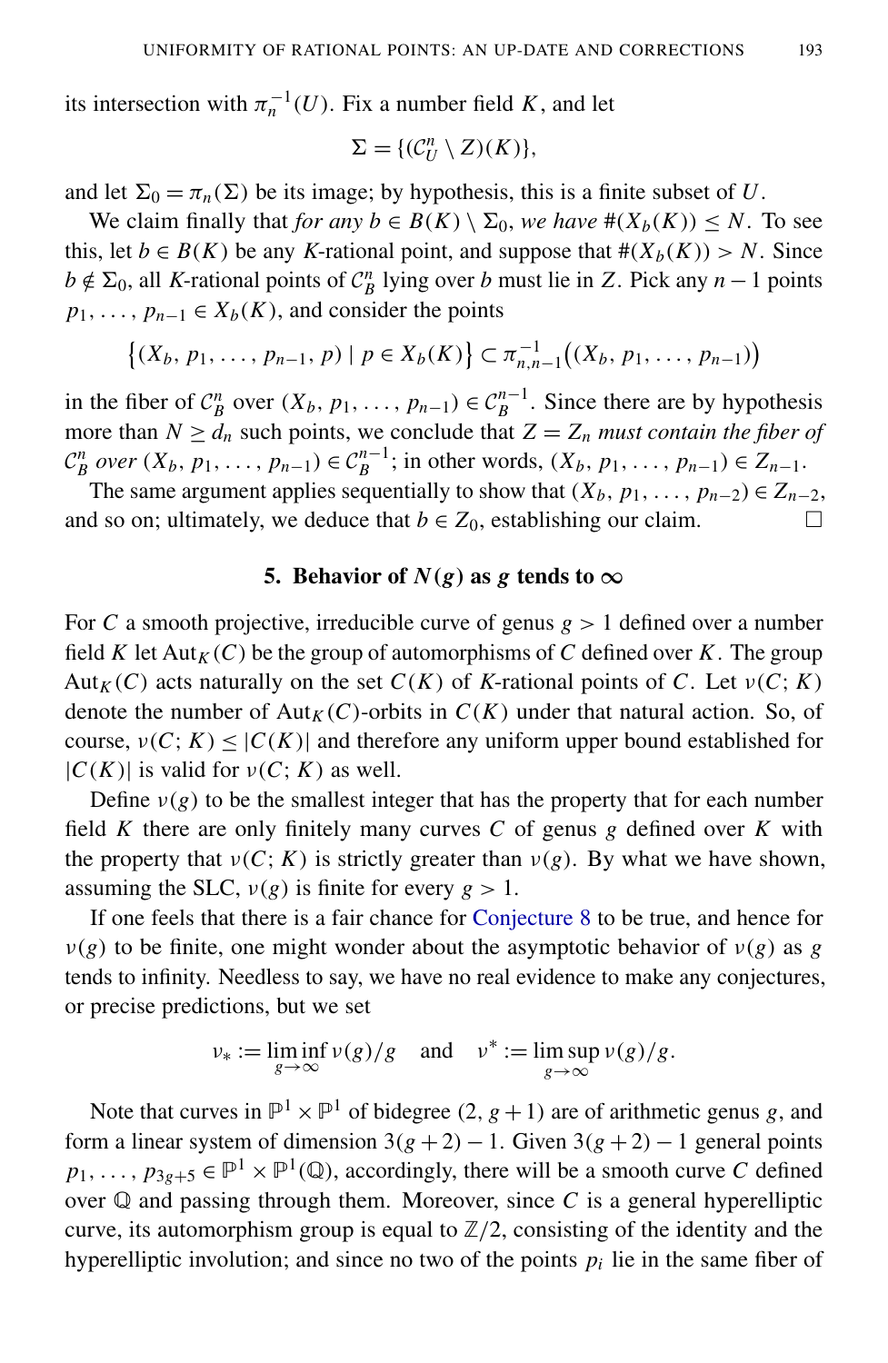its intersection with $\pi_n^{-1}(U)$. Fix a number field $K$, and let

$$\Sigma = \{(\mathcal{C}_U^n \setminus Z)(K)\},$$

and let $\Sigma_0 = \pi_n(\Sigma)$ be its image; by hypothesis, this is a finite subset of $U$.

We claim finally that *for any* $b \in B(K) \setminus \Sigma_0$, *we have* $\#(X_b(K)) \leq N$. To see this, let $b \in B(K)$ be any $K$-rational point, and suppose that $\#(X_b(K)) > N$. Since $b \notin \Sigma_0$, all $K$-rational points of $\mathcal{C}_B^n$ lying over $b$ must lie in $Z$. Pick any $n-1$ points $p_1, \ldots, p_{n-1} \in X_b(K)$, and consider the points

$$\left\{(X_b, p_1, \ldots, p_{n-1}, p) \mid p \in X_b(K)\right\} \subset \pi_{n,n-1}^{-1}\big((X_b, p_1, \ldots, p_{n-1})\big)$$

in the fiber of $\mathcal{C}_B^n$ over $(X_b, p_1, \ldots, p_{n-1}) \in \mathcal{C}_B^{n-1}$. Since there are by hypothesis more than $N \geq d_n$ such points, we conclude that $Z = Z_n$ *must contain the fiber of* $\mathcal{C}_B^n$ *over* $(X_b, p_1, \ldots, p_{n-1}) \in \mathcal{C}_B^{n-1}$; in other words, $(X_b, p_1, \ldots, p_{n-1}) \in Z_{n-1}$.

The same argument applies sequentially to show that $(X_b, p_1, \ldots, p_{n-2}) \in Z_{n-2}$, and so on; ultimately, we deduce that $b \in Z_0$, establishing our claim. □

## 5. Behavior of $N(g)$ as $g$ tends to $\infty$

For $C$ a smooth projective, irreducible curve of genus $g > 1$ defined over a number field $K$ let $\mathrm{Aut}_K(C)$ be the group of automorphisms of $C$ defined over $K$. The group $\mathrm{Aut}_K(C)$ acts naturally on the set $C(K)$ of $K$-rational points of $C$. Let $\nu(C; K)$ denote the number of $\mathrm{Aut}_K(C)$-orbits in $C(K)$ under that natural action. So, of course, $\nu(C; K) \leq |C(K)|$ and therefore any uniform upper bound established for $|C(K)|$ is valid for $\nu(C; K)$ as well.

Define $\nu(g)$ to be the smallest integer that has the property that for each number field $K$ there are only finitely many curves $C$ of genus $g$ defined over $K$ with the property that $\nu(C; K)$ is strictly greater than $\nu(g)$. By what we have shown, assuming the SLC, $\nu(g)$ is finite for every $g > 1$.

If one feels that there is a fair chance for Conjecture 8 to be true, and hence for $\nu(g)$ to be finite, one might wonder about the asymptotic behavior of $\nu(g)$ as $g$ tends to infinity. Needless to say, we have no real evidence to make any conjectures, or precise predictions, but we set

$$\nu_* := \liminf_{g \to \infty} \nu(g)/g \quad \text{ and } \quad \nu^* := \limsup_{g \to \infty} \nu(g)/g.$$

Note that curves in $\mathbb{P}^1 \times \mathbb{P}^1$ of bidegree $(2, g+1)$ are of arithmetic genus $g$, and form a linear system of dimension $3(g+2)-1$. Given $3(g+2)-1$ general points $p_1, \ldots, p_{3g+5} \in \mathbb{P}^1 \times \mathbb{P}^1(\mathbb{Q})$, accordingly, there will be a smooth curve $C$ defined over $\mathbb{Q}$ and passing through them. Moreover, since $C$ is a general hyperelliptic curve, its automorphism group is equal to $\mathbb{Z}/2$, consisting of the identity and the hyperelliptic involution; and since no two of the points $p_i$ lie in the same fiber of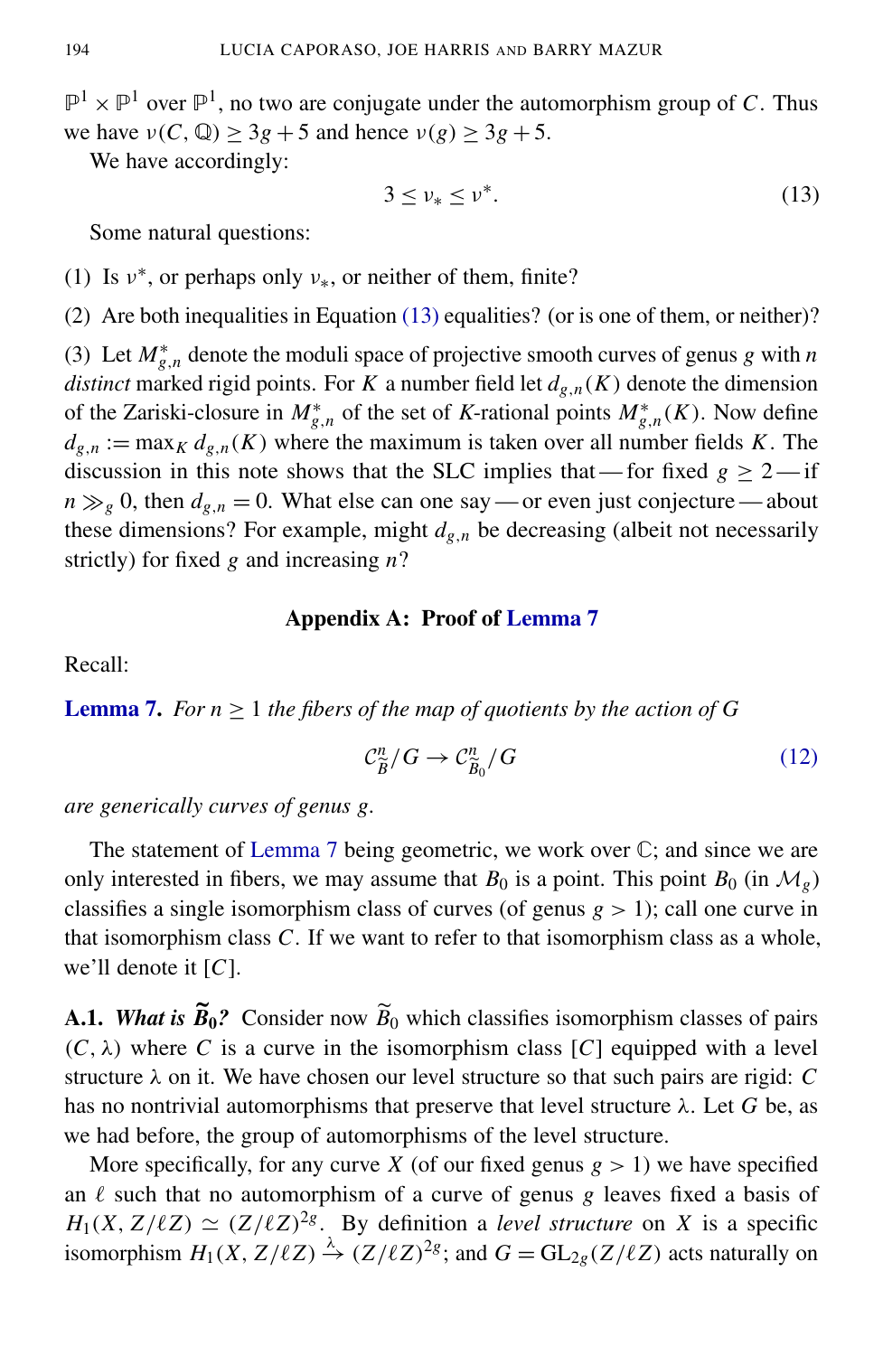$\mathbb{P}^1 \times \mathbb{P}^1$ over $\mathbb{P}^1$, no two are conjugate under the automorphism group of $C$. Thus we have $\nu(C, \mathbb{Q}) \geq 3g + 5$ and hence $\nu(g) \geq 3g + 5$.

We have accordingly:

$$3 \leq \nu_* \leq \nu^*. \tag{13}$$

Some natural questions:

(1) Is $\nu^*$, or perhaps only $\nu_*$, or neither of them, finite?

(2) Are both inequalities in Equation (13) equalities? (or is one of them, or neither)?

(3) Let $M^*_{g,n}$ denote the moduli space of projective smooth curves of genus $g$ with $n$ *distinct* marked rigid points. For $K$ a number field let $d_{g,n}(K)$ denote the dimension of the Zariski-closure in $M^*_{g,n}$ of the set of $K$-rational points $M^*_{g,n}(K)$. Now define $d_{g,n} := \max_K d_{g,n}(K)$ where the maximum is taken over all number fields $K$. The discussion in this note shows that the SLC implies that — for fixed $g \geq 2$ — if $n \gg_g 0$, then $d_{g,n} = 0$. What else can one say — or even just conjecture — about these dimensions? For example, might $d_{g,n}$ be decreasing (albeit not necessarily strictly) for fixed $g$ and increasing $n$?

## Appendix A: Proof of Lemma 7

Recall:

**Lemma 7.** *For $n \geq 1$ the fibers of the map of quotients by the action of $G$*

$$\mathcal{C}^n_{\widetilde{B}}/G \to \mathcal{C}^n_{\widetilde{B}_0}/G \tag{12}$$

*are generically curves of genus $g$.*

The statement of Lemma 7 being geometric, we work over $\mathbb{C}$; and since we are only interested in fibers, we may assume that $B_0$ is a point. This point $B_0$ (in $\mathcal{M}_g$) classifies a single isomorphism class of curves (of genus $g > 1$); call one curve in that isomorphism class $C$. If we want to refer to that isomorphism class as a whole, we'll denote it $[C]$.

**A.1.** ***What is $\widetilde{B}_0$?*** Consider now $\widetilde{B}_0$ which classifies isomorphism classes of pairs $(C, \lambda)$ where $C$ is a curve in the isomorphism class $[C]$ equipped with a level structure $\lambda$ on it. We have chosen our level structure so that such pairs are rigid: $C$ has no nontrivial automorphisms that preserve that level structure $\lambda$. Let $G$ be, as we had before, the group of automorphisms of the level structure.

More specifically, for any curve $X$ (of our fixed genus $g > 1$) we have specified an $\ell$ such that no automorphism of a curve of genus $g$ leaves fixed a basis of $H_1(X, Z/\ell Z) \simeq (Z/\ell Z)^{2g}$. By definition a *level structure* on $X$ is a specific isomorphism $H_1(X, Z/\ell Z) \xrightarrow{\lambda} (Z/\ell Z)^{2g}$; and $G = \mathrm{GL}_{2g}(Z/\ell Z)$ acts naturally on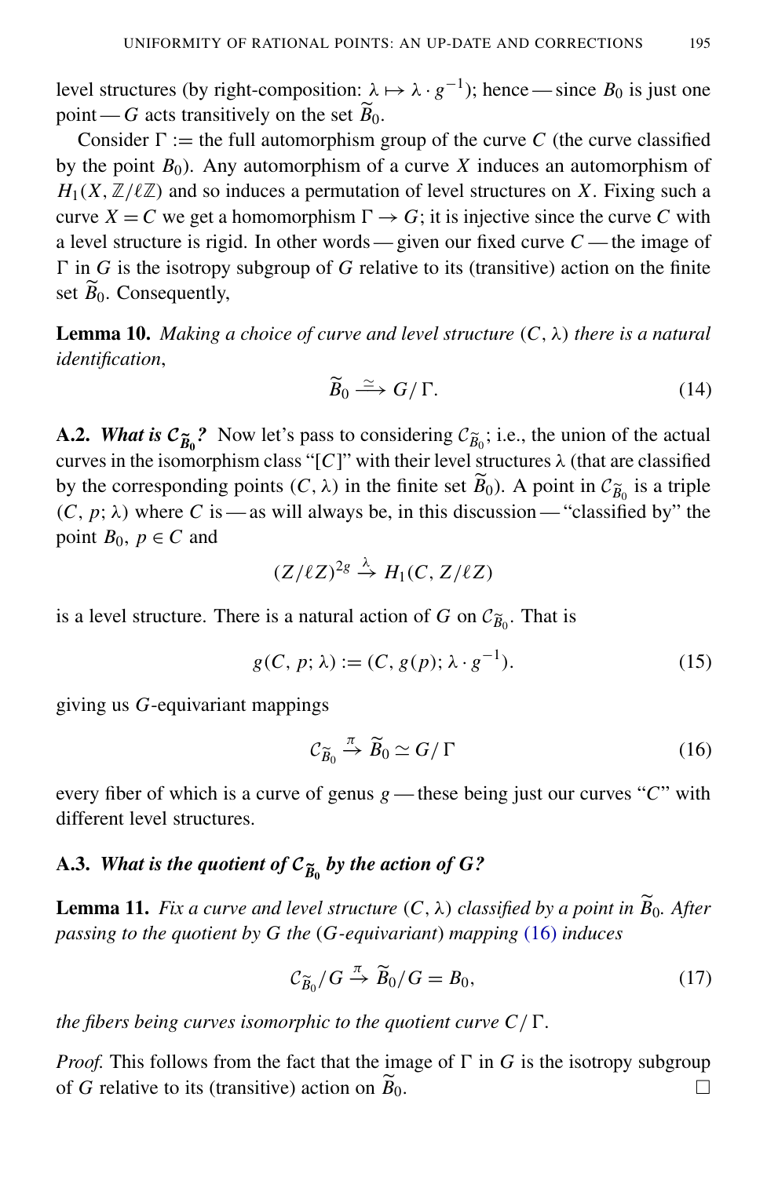level structures (by right-composition: $\lambda \mapsto \lambda \cdot g^{-1}$); hence — since $B_0$ is just one point — $G$ acts transitively on the set $\widetilde{B}_0$.

Consider $\Gamma :=$ the full automorphism group of the curve $C$ (the curve classified by the point $B_0$). Any automorphism of a curve $X$ induces an automorphism of $H_1(X, \mathbb{Z}/\ell\mathbb{Z})$ and so induces a permutation of level structures on $X$. Fixing such a curve $X = C$ we get a homomorphism $\Gamma \to G$; it is injective since the curve $C$ with a level structure is rigid. In other words — given our fixed curve $C$ — the image of $\Gamma$ in $G$ is the isotropy subgroup of $G$ relative to its (transitive) action on the finite set $\widetilde{B}_0$. Consequently,

**Lemma 10.** *Making a choice of curve and level structure* $(C, \lambda)$ *there is a natural identification*,

$$\widetilde{B}_0 \xrightarrow{\simeq} G/\Gamma. \tag{14}$$

**A.2.** ***What is*** $\mathcal{C}_{\widetilde{B}_0}$***?*** Now let's pass to considering $\mathcal{C}_{\widetilde{B}_0}$; i.e., the union of the actual curves in the isomorphism class "$[C]$" with their level structures $\lambda$ (that are classified by the corresponding points $(C, \lambda)$ in the finite set $\widetilde{B}_0$). A point in $\mathcal{C}_{\widetilde{B}_0}$ is a triple $(C, p; \lambda)$ where $C$ is — as will always be, in this discussion — "classified by" the point $B_0$, $p \in C$ and

$$(Z/\ell Z)^{2g} \xrightarrow{\lambda} H_1(C, Z/\ell Z)$$

is a level structure. There is a natural action of $G$ on $\mathcal{C}_{\widetilde{B}_0}$. That is

$$g(C, p; \lambda) := (C, g(p); \lambda \cdot g^{-1}). \tag{15}$$

giving us $G$-equivariant mappings

$$\mathcal{C}_{\widetilde{B}_0} \xrightarrow{\pi} \widetilde{B}_0 \simeq G/\Gamma \tag{16}$$

every fiber of which is a curve of genus $g$ — these being just our curves "$C$" with different level structures.

**A.3.** ***What is the quotient of*** $\mathcal{C}_{\widetilde{B}_0}$ ***by the action of G?***

**Lemma 11.** *Fix a curve and level structure* $(C, \lambda)$ *classified by a point in* $\widetilde{B}_0$. *After passing to the quotient by G the* ($G$*-equivariant*) *mapping* (16) *induces*

$$\mathcal{C}_{\widetilde{B}_0}/G \xrightarrow{\pi} \widetilde{B}_0/G = B_0, \tag{17}$$

*the fibers being curves isomorphic to the quotient curve* $C/\Gamma$.

*Proof.* This follows from the fact that the image of $\Gamma$ in $G$ is the isotropy subgroup of $G$ relative to its (transitive) action on $\widetilde{B}_0$. □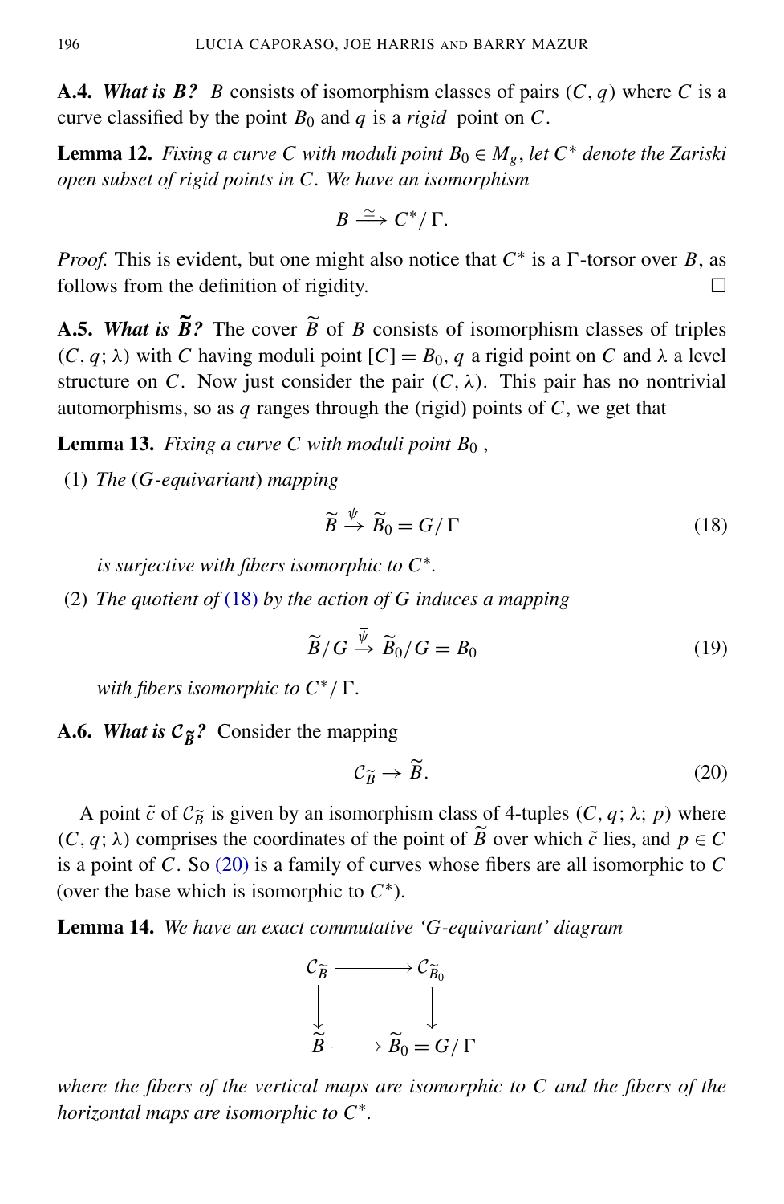**A.4.** ***What is B?*** $B$ consists of isomorphism classes of pairs $(C, q)$ where $C$ is a curve classified by the point $B_0$ and $q$ is a *rigid* point on $C$.

**Lemma 12.** *Fixing a curve $C$ with moduli point $B_0 \in M_g$, let $C^*$ denote the Zariski open subset of rigid points in $C$. We have an isomorphism*

$$B \xrightarrow{\simeq} C^*/\,\Gamma.$$

*Proof.* This is evident, but one might also notice that $C^*$ is a $\Gamma$-torsor over $B$, as follows from the definition of rigidity. $\square$

**A.5.** ***What is $\widetilde{B}$?*** The cover $\widetilde{B}$ of $B$ consists of isomorphism classes of triples $(C, q; \lambda)$ with $C$ having moduli point $[C] = B_0$, $q$ a rigid point on $C$ and $\lambda$ a level structure on $C$. Now just consider the pair $(C, \lambda)$. This pair has no nontrivial automorphisms, so as $q$ ranges through the (rigid) points of $C$, we get that

**Lemma 13.** *Fixing a curve $C$ with moduli point $B_0$ ,*

(1) *The ($G$-equivariant) mapping*

$$\widetilde{B} \xrightarrow{\psi} \widetilde{B}_0 = G/\,\Gamma \tag{18}$$

*is surjective with fibers isomorphic to $C^*$.*

(2) *The quotient of (18) by the action of $G$ induces a mapping*

$$\widetilde{B}/G \xrightarrow{\bar{\psi}} \widetilde{B}_0/G = B_0 \tag{19}$$

*with fibers isomorphic to $C^*/\,\Gamma$.*

**A.6.** ***What is $\mathcal{C}_{\widetilde{B}}$?*** Consider the mapping

$$\mathcal{C}_{\widetilde{B}} \to \widetilde{B}. \tag{20}$$

A point $\tilde{c}$ of $\mathcal{C}_{\widetilde{B}}$ is given by an isomorphism class of 4-tuples $(C, q; \lambda; p)$ where $(C, q; \lambda)$ comprises the coordinates of the point of $\widetilde{B}$ over which $\tilde{c}$ lies, and $p \in C$ is a point of $C$. So (20) is a family of curves whose fibers are all isomorphic to $C$ (over the base which is isomorphic to $C^*$).

**Lemma 14.** *We have an exact commutative '$G$-equivariant' diagram*

$$\begin{array}{ccc}
\mathcal{C}_{\widetilde{B}} & \longrightarrow & \mathcal{C}_{\widetilde{B}_0} \\
\big\downarrow & & \big\downarrow \\
\widetilde{B} & \longrightarrow & \widetilde{B}_0 = G/\,\Gamma
\end{array}$$

*where the fibers of the vertical maps are isomorphic to $C$ and the fibers of the horizontal maps are isomorphic to $C^*$.*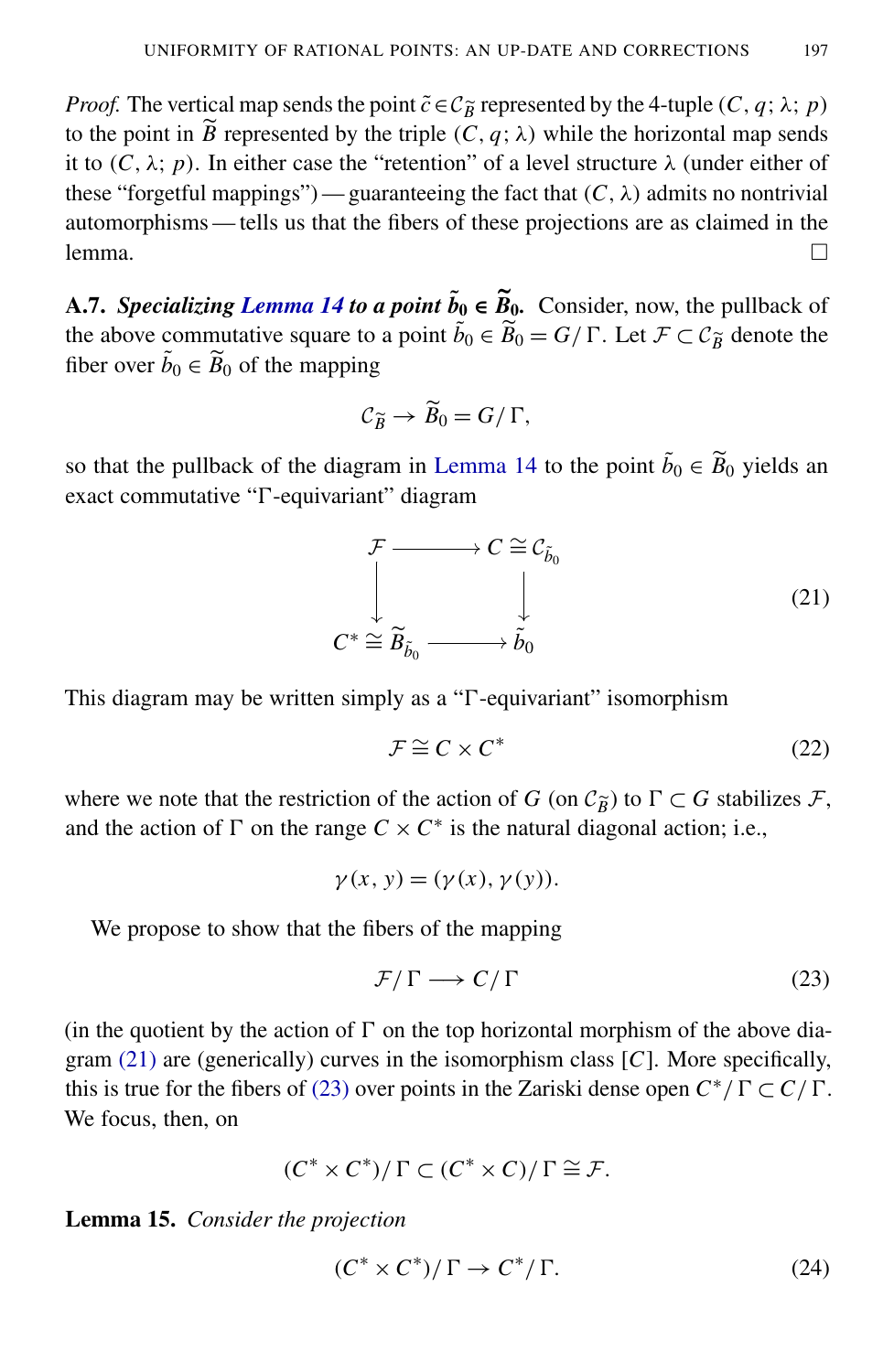*Proof.* The vertical map sends the point $\tilde{c} \in \mathcal{C}_{\widetilde{B}}$ represented by the 4-tuple $(C, q; \lambda; p)$ to the point in $\widetilde{B}$ represented by the triple $(C, q; \lambda)$ while the horizontal map sends it to $(C, \lambda; p)$. In either case the "retention" of a level structure $\lambda$ (under either of these "forgetful mappings") — guaranteeing the fact that $(C, \lambda)$ admits no nontrivial automorphisms — tells us that the fibers of these projections are as claimed in the lemma. □

**A.7.** ***Specializing Lemma 14 to a point $\tilde{b}_0 \in \widetilde{B}_0$.*** Consider, now, the pullback of the above commutative square to a point $\tilde{b}_0 \in \widetilde{B}_0 = G/\Gamma$. Let $\mathcal{F} \subset \mathcal{C}_{\widetilde{B}}$ denote the fiber over $\tilde{b}_0 \in \widetilde{B}_0$ of the mapping

$$\mathcal{C}_{\widetilde{B}} \to \widetilde{B}_0 = G/\Gamma,$$

so that the pullback of the diagram in Lemma 14 to the point $\tilde{b}_0 \in \widetilde{B}_0$ yields an exact commutative "$\Gamma$-equivariant" diagram

$$\begin{array}{ccc} \mathcal{F} & \longrightarrow & C \cong \mathcal{C}_{\tilde{b}_0} \\ \downarrow & & \downarrow \\ C^* \cong \widetilde{B}_{\tilde{b}_0} & \longrightarrow & \tilde{b}_0 \end{array} \tag{21}$$

This diagram may be written simply as a "$\Gamma$-equivariant" isomorphism

$$\mathcal{F} \cong C \times C^* \tag{22}$$

where we note that the restriction of the action of $G$ (on $\mathcal{C}_{\widetilde{B}}$) to $\Gamma \subset G$ stabilizes $\mathcal{F}$, and the action of $\Gamma$ on the range $C \times C^*$ is the natural diagonal action; i.e.,

$$\gamma(x, y) = (\gamma(x), \gamma(y)).$$

We propose to show that the fibers of the mapping

$$\mathcal{F}/\Gamma \longrightarrow C/\Gamma \tag{23}$$

(in the quotient by the action of $\Gamma$ on the top horizontal morphism of the above diagram (21) are (generically) curves in the isomorphism class $[C]$. More specifically, this is true for the fibers of (23) over points in the Zariski dense open $C^*/\Gamma \subset C/\Gamma$. We focus, then, on

$$(C^* \times C^*)/\Gamma \subset (C^* \times C)/\Gamma \cong \mathcal{F}.$$

**Lemma 15.** *Consider the projection*

$$(C^* \times C^*)/\Gamma \to C^*/\Gamma. \tag{24}$$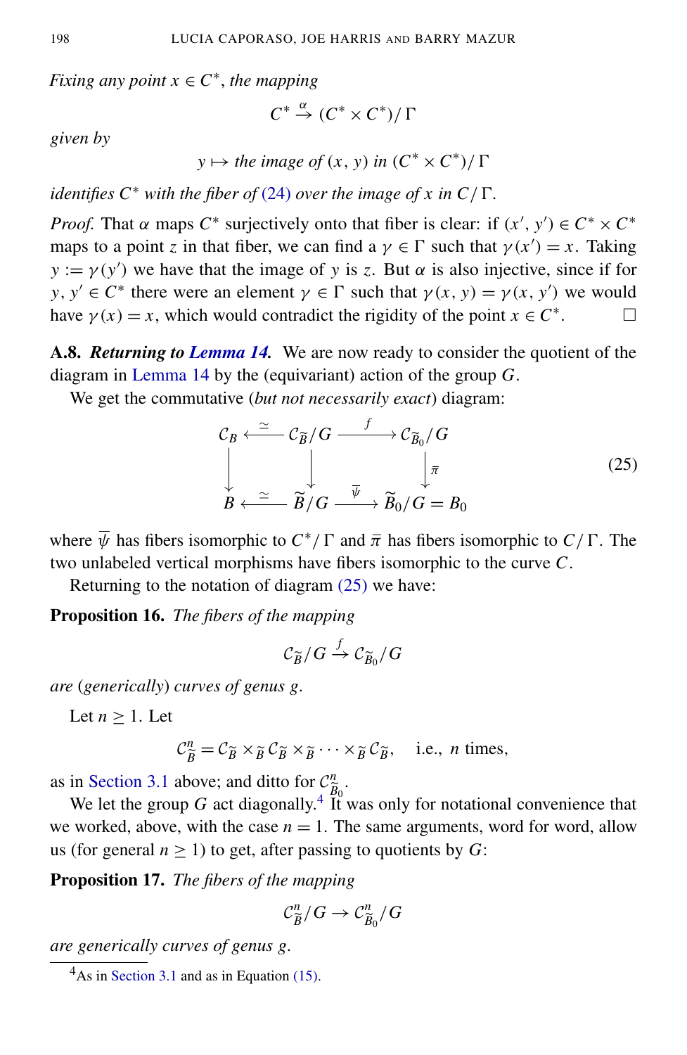*Fixing any point $x \in C^*$, the mapping*

$$C^* \xrightarrow{\alpha} (C^* \times C^*)/\Gamma$$

*given by*

$$y \mapsto \text{the image of } (x, y) \text{ in } (C^* \times C^*)/\Gamma$$

*identifies $C^*$ with the fiber of (24) over the image of $x$ in $C/\Gamma$.*

*Proof.* That $\alpha$ maps $C^*$ surjectively onto that fiber is clear: if $(x', y') \in C^* \times C^*$ maps to a point $z$ in that fiber, we can find a $\gamma \in \Gamma$ such that $\gamma(x') = x$. Taking $y := \gamma(y')$ we have that the image of $y$ is $z$. But $\alpha$ is also injective, since if for $y, y' \in C^*$ there were an element $\gamma \in \Gamma$ such that $\gamma(x, y) = \gamma(x, y')$ we would have $\gamma(x) = x$, which would contradict the rigidity of the point $x \in C^*$. □

**A.8.** ***Returning to Lemma 14.*** We are now ready to consider the quotient of the diagram in Lemma 14 by the (equivariant) action of the group $G$.

We get the commutative (*but not necessarily exact*) diagram:

$$\begin{array}{ccccc}
\mathcal{C}_B & \xleftarrow{\simeq} & \mathcal{C}_{\widetilde{B}}/G & \xrightarrow{f} & \mathcal{C}_{\widetilde{B}_0}/G \\
\downarrow & & \downarrow & & \downarrow \bar{\pi} \\
B & \xleftarrow{\simeq} & \widetilde{B}/G & \xrightarrow{\bar{\psi}} & \widetilde{B}_0/G = B_0
\end{array} \tag{25}$$

where $\bar{\psi}$ has fibers isomorphic to $C^*/\Gamma$ and $\bar{\pi}$ has fibers isomorphic to $C/\Gamma$. The two unlabeled vertical morphisms have fibers isomorphic to the curve $C$.

Returning to the notation of diagram (25) we have:

**Proposition 16.** *The fibers of the mapping*

$$\mathcal{C}_{\widetilde{B}}/G \xrightarrow{f} \mathcal{C}_{\widetilde{B}_0}/G$$

*are* (*generically*) *curves of genus $g$.*

Let $n \geq 1$. Let

$$\mathcal{C}^n_{\widetilde{B}} = \mathcal{C}_{\widetilde{B}} \times_{\widetilde{B}} \mathcal{C}_{\widetilde{B}} \times_{\widetilde{B}} \cdots \times_{\widetilde{B}} \mathcal{C}_{\widetilde{B}}, \quad \text{i.e., } n \text{ times,}$$

as in Section 3.1 above; and ditto for $\mathcal{C}^n_{\widetilde{B}_0}$.

We let the group $G$ act diagonally.[4] It was only for notational convenience that we worked, above, with the case $n = 1$. The same arguments, word for word, allow us (for general $n \geq 1$) to get, after passing to quotients by $G$:

**Proposition 17.** *The fibers of the mapping*

$$\mathcal{C}^n_{\widetilde{B}}/G \to \mathcal{C}^n_{\widetilde{B}_0}/G$$

*are generically curves of genus $g$.*

---

[4] As in Section 3.1 and as in Equation (15).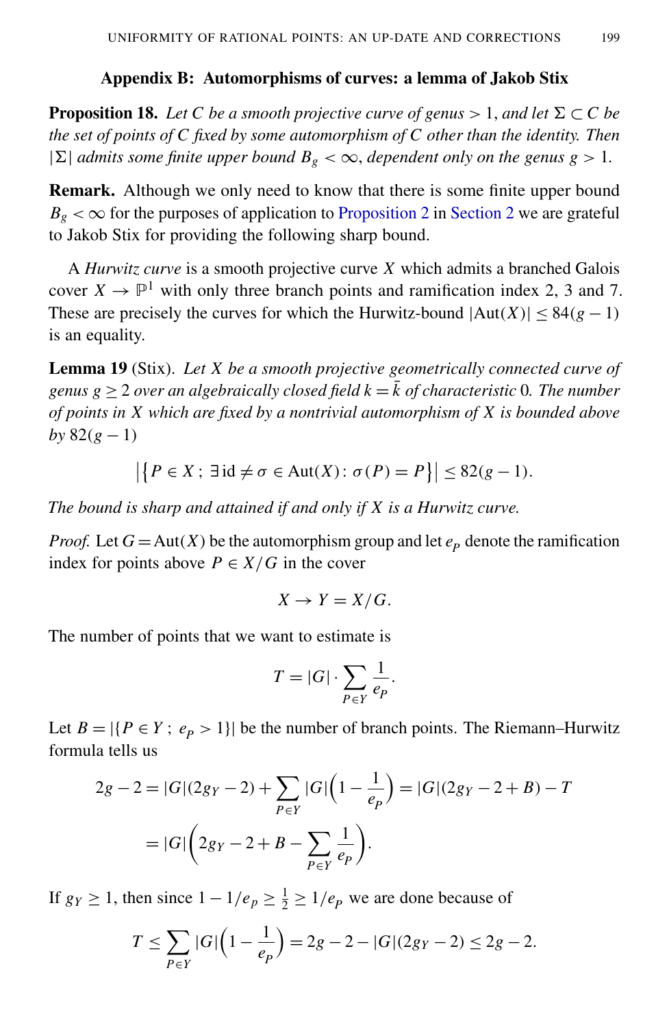## Appendix B: Automorphisms of curves: a lemma of Jakob Stix

**Proposition 18.** *Let $C$ be a smooth projective curve of genus $> 1$, and let $\Sigma \subset C$ be the set of points of $C$ fixed by some automorphism of $C$ other than the identity. Then $|\Sigma|$ admits some finite upper bound $B_g < \infty$, dependent only on the genus $g > 1$.*

**Remark.** Although we only need to know that there is some finite upper bound $B_g < \infty$ for the purposes of application to Proposition 2 in Section 2 we are grateful to Jakob Stix for providing the following sharp bound.

A *Hurwitz curve* is a smooth projective curve $X$ which admits a branched Galois cover $X \to \mathbb{P}^1$ with only three branch points and ramification index 2, 3 and 7. These are precisely the curves for which the Hurwitz-bound $|\mathrm{Aut}(X)| \leq 84(g-1)$ is an equality.

**Lemma 19** (Stix). *Let $X$ be a smooth projective geometrically connected curve of genus $g \geq 2$ over an algebraically closed field $k = \bar{k}$ of characteristic* 0*. The number of points in $X$ which are fixed by a nontrivial automorphism of $X$ is bounded above by $82(g-1)$*

$$\left|\left\{P \in X \,;\, \exists\, \mathrm{id} \neq \sigma \in \mathrm{Aut}(X) \colon \sigma(P) = P\right\}\right| \leq 82(g-1).$$

*The bound is sharp and attained if and only if $X$ is a Hurwitz curve.*

*Proof.* Let $G = \mathrm{Aut}(X)$ be the automorphism group and let $e_P$ denote the ramification index for points above $P \in X/G$ in the cover

$$X \to Y = X/G.$$

The number of points that we want to estimate is

$$T = |G| \cdot \sum_{P \in Y} \frac{1}{e_P}.$$

Let $B = |\{P \in Y \,;\, e_P > 1\}|$ be the number of branch points. The Riemann–Hurwitz formula tells us

$$\begin{aligned} 2g - 2 &= |G|(2g_Y - 2) + \sum_{P \in Y} |G|\left(1 - \frac{1}{e_P}\right) = |G|(2g_Y - 2 + B) - T \\ &= |G|\left(2g_Y - 2 + B - \sum_{P \in Y} \frac{1}{e_P}\right). \end{aligned}$$

If $g_Y \geq 1$, then since $1 - 1/e_P \geq \frac{1}{2} \geq 1/e_P$ we are done because of

$$T \leq \sum_{P \in Y} |G|\left(1 - \frac{1}{e_P}\right) = 2g - 2 - |G|(2g_Y - 2) \leq 2g - 2.$$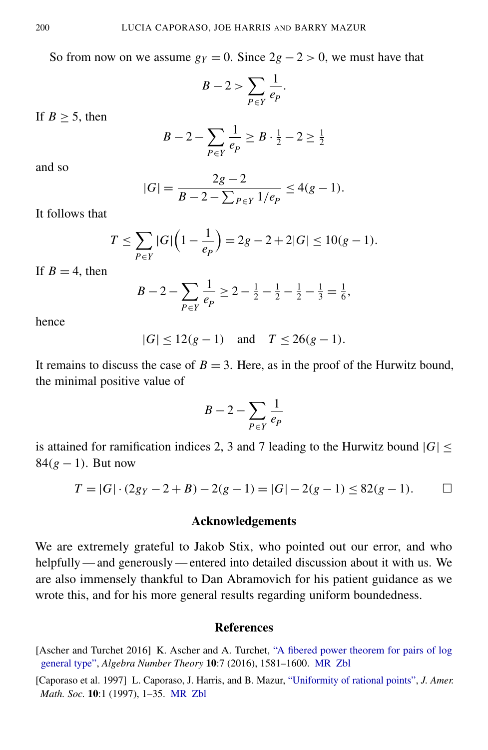So from now on we assume $g_Y = 0$. Since $2g - 2 > 0$, we must have that

$$B - 2 > \sum_{P \in Y} \frac{1}{e_P}.$$

If $B \geq 5$, then

$$B - 2 - \sum_{P \in Y} \frac{1}{e_P} \geq B \cdot \tfrac{1}{2} - 2 \geq \tfrac{1}{2}$$

and so

$$|G| = \frac{2g - 2}{B - 2 - \sum_{P \in Y} 1/e_P} \leq 4(g - 1).$$

It follows that

$$T \leq \sum_{P \in Y} |G| \Big(1 - \frac{1}{e_P}\Big) = 2g - 2 + 2|G| \leq 10(g - 1).$$

If $B = 4$, then

$$B - 2 - \sum_{P \in Y} \frac{1}{e_P} \geq 2 - \tfrac{1}{2} - \tfrac{1}{2} - \tfrac{1}{2} - \tfrac{1}{3} = \tfrac{1}{6},$$

hence

$$|G| \leq 12(g - 1) \quad \text{and} \quad T \leq 26(g - 1).$$

It remains to discuss the case of $B = 3$. Here, as in the proof of the Hurwitz bound, the minimal positive value of

$$B - 2 - \sum_{P \in Y} \frac{1}{e_P}$$

is attained for ramification indices 2, 3 and 7 leading to the Hurwitz bound $|G| \leq 84(g - 1)$. But now

$$T = |G| \cdot (2g_Y - 2 + B) - 2(g - 1) = |G| - 2(g - 1) \leq 82(g - 1). \qquad \square$$

## Acknowledgements

We are extremely grateful to Jakob Stix, who pointed out our error, and who helpfully — and generously — entered into detailed discussion about it with us. We are also immensely thankful to Dan Abramovich for his patient guidance as we wrote this, and for his more general results regarding uniform boundedness.

## References

[Ascher and Turchet 2016] K. Ascher and A. Turchet, "A fibered power theorem for pairs of log general type", *Algebra Number Theory* **10**:7 (2016), 1581–1600. MR Zbl

[Caporaso et al. 1997] L. Caporaso, J. Harris, and B. Mazur, "Uniformity of rational points", *J. Amer. Math. Soc.* **10**:1 (1997), 1–35. MR Zbl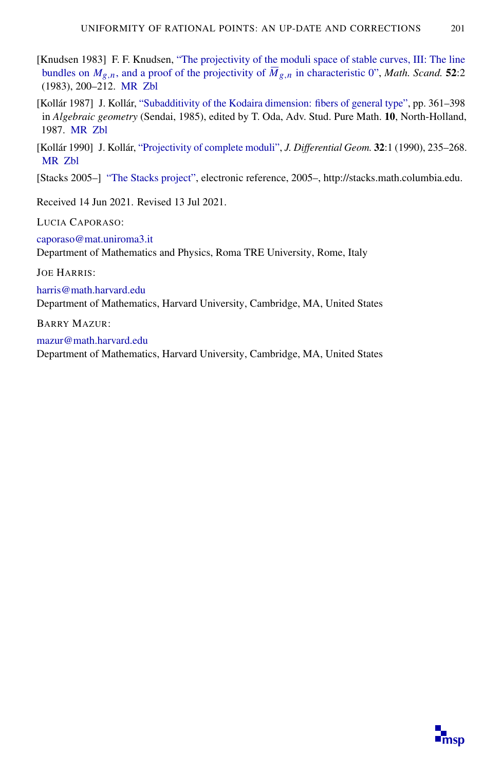[Knudsen 1983] F. F. Knudsen, "The projectivity of the moduli space of stable curves, III: The line bundles on $M_{g,n}$, and a proof of the projectivity of $\overline{M}_{g,n}$ in characteristic 0", *Math. Scand.* **52**:2 (1983), 200–212. MR Zbl

[Kollár 1987] J. Kollár, "Subadditivity of the Kodaira dimension: fibers of general type", pp. 361–398 in *Algebraic geometry* (Sendai, 1985), edited by T. Oda, Adv. Stud. Pure Math. **10**, North-Holland, 1987. MR Zbl

[Kollár 1990] J. Kollár, "Projectivity of complete moduli", *J. Differential Geom.* **32**:1 (1990), 235–268. MR Zbl

[Stacks 2005–] "The Stacks project", electronic reference, 2005–, http://stacks.math.columbia.edu.

Received 14 Jun 2021. Revised 13 Jul 2021.

LUCIA CAPORASO:

caporaso@mat.uniroma3.it
Department of Mathematics and Physics, Roma TRE University, Rome, Italy

JOE HARRIS:

harris@math.harvard.edu
Department of Mathematics, Harvard University, Cambridge, MA, United States

BARRY MAZUR:

mazur@math.harvard.edu
Department of Mathematics, Harvard University, Cambridge, MA, United States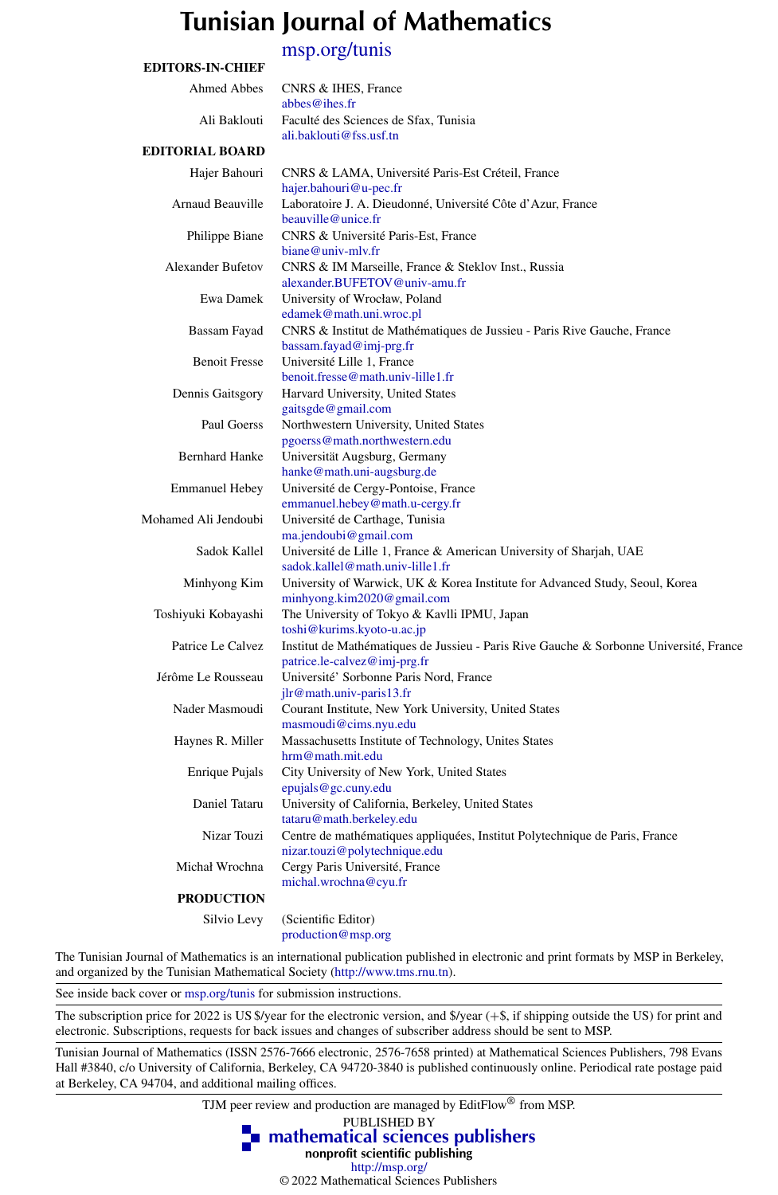# Tunisian Journal of Mathematics

msp.org/tunis

### EDITORS-IN-CHIEF

| | |
|---|---|
| Ahmed Abbes | CNRS & IHES, France<br>abbes@ihes.fr |
| Ali Baklouti | Faculté des Sciences de Sfax, Tunisia<br>ali.baklouti@fss.usf.tn |

### EDITORIAL BOARD

| | |
|---|---|
| Hajer Bahouri | CNRS & LAMA, Université Paris-Est Créteil, France<br>hajer.bahouri@u-pec.fr |
| Arnaud Beauville | Laboratoire J. A. Dieudonné, Université Côte d'Azur, France<br>beauville@unice.fr |
| Philippe Biane | CNRS & Université Paris-Est, France<br>biane@univ-mlv.fr |
| Alexander Bufetov | CNRS & IM Marseille, France & Steklov Inst., Russia<br>alexander.BUFETOV@univ-amu.fr |
| Ewa Damek | University of Wrocław, Poland<br>edamek@math.uni.wroc.pl |
| Bassam Fayad | CNRS & Institut de Mathématiques de Jussieu - Paris Rive Gauche, France<br>bassam.fayad@imj-prg.fr |
| Benoit Fresse | Université Lille 1, France<br>benoit.fresse@math.univ-lille1.fr |
| Dennis Gaitsgory | Harvard University, United States<br>gaitsgde@gmail.com |
| Paul Goerss | Northwestern University, United States<br>pgoerss@math.northwestern.edu |
| Bernhard Hanke | Universität Augsburg, Germany<br>hanke@math.uni-augsburg.de |
| Emmanuel Hebey | Université de Cergy-Pontoise, France<br>emmanuel.hebey@math.u-cergy.fr |
| Mohamed Ali Jendoubi | Université de Carthage, Tunisia<br>ma.jendoubi@gmail.com |
| Sadok Kallel | Université de Lille 1, France & American University of Sharjah, UAE<br>sadok.kallel@math.univ-lille1.fr |
| Minhyong Kim | University of Warwick, UK & Korea Institute for Advanced Study, Seoul, Korea<br>minhyong.kim2020@gmail.com |
| Toshiyuki Kobayashi | The University of Tokyo & Kavlli IPMU, Japan<br>toshi@kurims.kyoto-u.ac.jp |
| Patrice Le Calvez | Institut de Mathématiques de Jussieu - Paris Rive Gauche & Sorbonne Université, France<br>patrice.le-calvez@imj-prg.fr |
| Jérôme Le Rousseau | Université' Sorbonne Paris Nord, France<br>jlr@math.univ-paris13.fr |
| Nader Masmoudi | Courant Institute, New York University, United States<br>masmoudi@cims.nyu.edu |
| Haynes R. Miller | Massachusetts Institute of Technology, Unites States<br>hrm@math.mit.edu |
| Enrique Pujals | City University of New York, United States<br>epujals@gc.cuny.edu |
| Daniel Tataru | University of California, Berkeley, United States<br>tataru@math.berkeley.edu |
| Nizar Touzi | Centre de mathématiques appliquées, Institut Polytechnique de Paris, France<br>nizar.touzi@polytechnique.edu |
| Michał Wrochna | Cergy Paris Université, France<br>michal.wrochna@cyu.fr |

### PRODUCTION

| | |
|---|---|
| Silvio Levy | (Scientific Editor)<br>production@msp.org |

The Tunisian Journal of Mathematics is an international publication published in electronic and print formats by MSP in Berkeley, and organized by the Tunisian Mathematical Society (http://www.tms.rnu.tn).

See inside back cover or msp.org/tunis for submission instructions.

The subscription price for 2022 is US $/year for the electronic version, and $/year (+$, if shipping outside the US) for print and electronic. Subscriptions, requests for back issues and changes of subscriber address should be sent to MSP.

Tunisian Journal of Mathematics (ISSN 2576-7666 electronic, 2576-7658 printed) at Mathematical Sciences Publishers, 798 Evans Hall #3840, c/o University of California, Berkeley, CA 94720-3840 is published continuously online. Periodical rate postage paid at Berkeley, CA 94704, and additional mailing offices.

TJM peer review and production are managed by EditFlow® from MSP.

PUBLISHED BY
**mathematical sciences publishers**
**nonprofit scientific publishing**
http://msp.org/
© 2022 Mathematical Sciences Publishers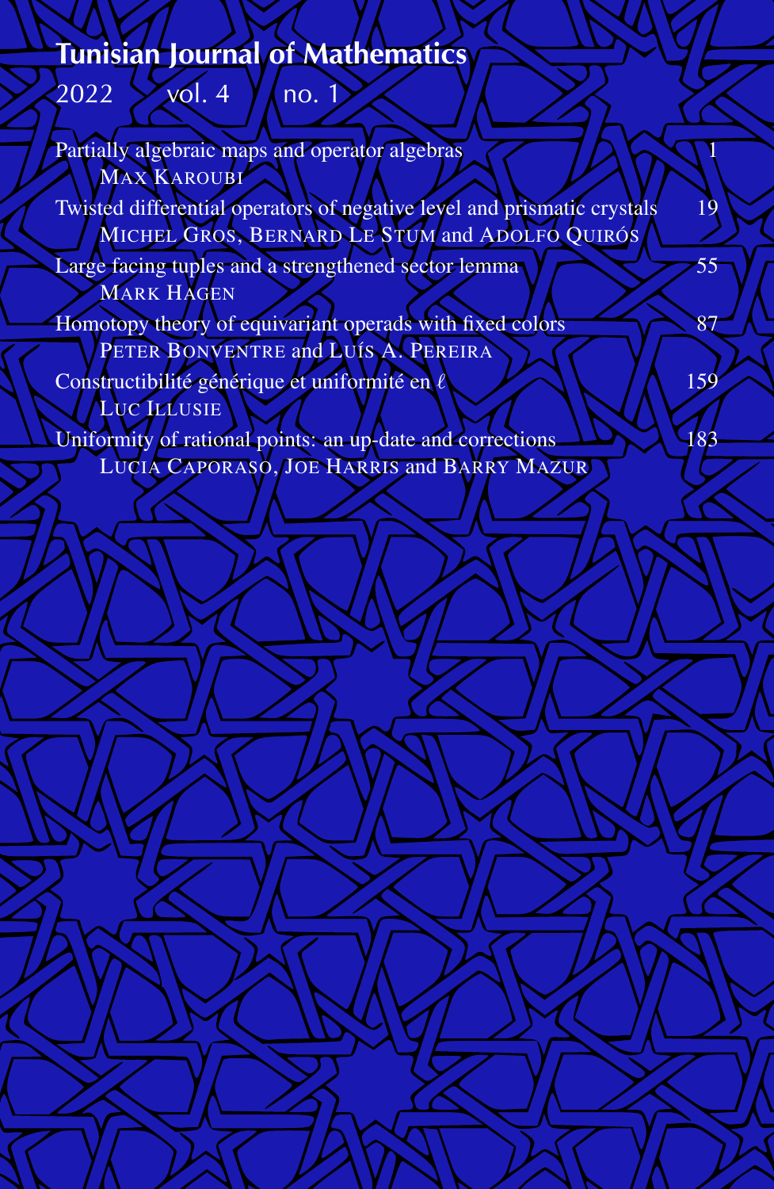# Tunisian Journal of Mathematics

2022 vol. 4 no. 1

Partially algebraic maps and operator algebras — 1
MAX KAROUBI

Twisted differential operators of negative level and prismatic crystals — 19
MICHEL GROS, BERNARD LE STUM and ADOLFO QUIRÓS

Large facing tuples and a strengthened sector lemma — 55
MARK HAGEN

Homotopy theory of equivariant operads with fixed colors — 87
PETER BONVENTRE and LUÍS A. PEREIRA

Constructibilité générique et uniformité en $\ell$ — 159
LUC ILLUSIE

Uniformity of rational points: an up-date and corrections — 183
LUCIA CAPORASO, JOE HARRIS and BARRY MAZUR